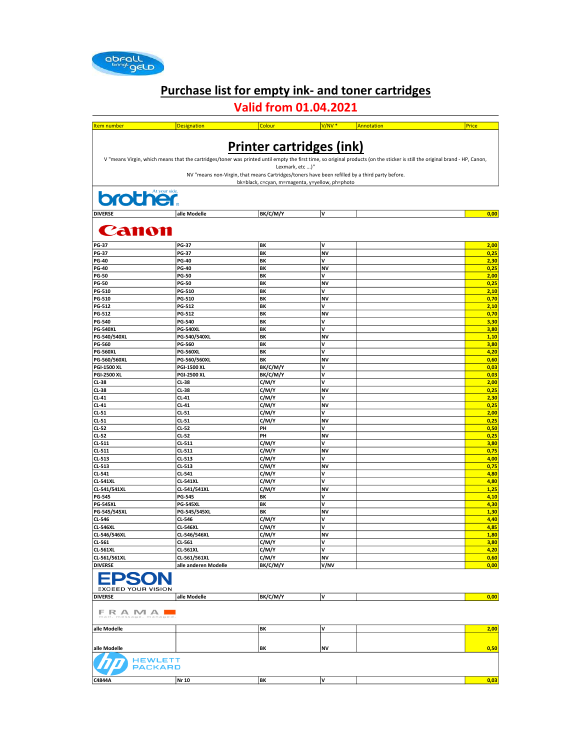abfall bringt geld

# Purchase list for empty ink- and toner cartridges

## Valid from 01.04.2021

| Item number | Designation | Colour | V/NV * | Annotation | Price |
|---|---|---|---|---|---|
| **Printer cartridges (ink)** | | | | | |
| V "means Virgin, which means that the cartridges/toner was printed until empty the first time, so original products (on the sticker is still the original brand - HP, Canon, Lexmark, etc ...)" | | | | | |
| NV "means non-Virgin, that means Cartridges/toners have been refilled by a third party before. | | | | | |
| bk=black, c=cyan, m=magenta, y=yellow, ph=photo | | | | | |
| **brother** | | | | | |
| DIVERSE | alle Modelle | BK/C/M/Y | V | | 0,00 |
| **Canon** | | | | | |
| PG-37 | PG-37 | BK | V | | 2,00 |
| PG-37 | PG-37 | BK | NV | | 0,25 |
| PG-40 | PG-40 | BK | V | | 2,30 |
| PG-40 | PG-40 | BK | NV | | 0,25 |
| PG-50 | PG-50 | BK | V | | 2,00 |
| PG-50 | PG-50 | BK | NV | | 0,25 |
| PG-510 | PG-510 | BK | V | | 2,10 |
| PG-510 | PG-510 | BK | NV | | 0,70 |
| PG-512 | PG-512 | BK | V | | 2,10 |
| PG-512 | PG-512 | BK | NV | | 0,70 |
| PG-540 | PG-540 | BK | V | | 3,30 |
| PG-540XL | PG-540XL | BK | V | | 3,80 |
| PG-540/540XL | PG-540/540XL | BK | NV | | 1,10 |
| PG-560 | PG-560 | BK | V | | 3,80 |
| PG-560XL | PG-560XL | BK | V | | 4,20 |
| PG-560/560XL | PG-560/560XL | BK | NV | | 0,60 |
| PGI-1500 XL | PGI-1500 XL | BK/C/M/Y | V | | 0,03 |
| PGI-2500 XL | PGI-2500 XL | BK/C/M/Y | V | | 0,03 |
| CL-38 | CL-38 | C/M/Y | V | | 2,00 |
| CL-38 | CL-38 | C/M/Y | NV | | 0,25 |
| CL-41 | CL-41 | C/M/Y | V | | 2,30 |
| CL-41 | CL-41 | C/M/Y | NV | | 0,25 |
| CL-51 | CL-51 | C/M/Y | V | | 2,00 |
| CL-51 | CL-51 | C/M/Y | NV | | 0,25 |
| CL-52 | CL-52 | PH | V | | 0,50 |
| CL-52 | CL-52 | PH | NV | | 0,25 |
| CL-511 | CL-511 | C/M/Y | V | | 3,80 |
| CL-511 | CL-511 | C/M/Y | NV | | 0,75 |
| CL-513 | CL-513 | C/M/Y | V | | 4,00 |
| CL-513 | CL-513 | C/M/Y | NV | | 0,75 |
| CL-541 | CL-541 | C/M/Y | V | | 4,80 |
| CL-541XL | CL-541XL | C/M/Y | V | | 4,80 |
| CL-541/541XL | CL-541/541XL | C/M/Y | NV | | 1,25 |
| PG-545 | PG-545 | BK | V | | 4,10 |
| PG-545XL | PG-545XL | BK | V | | 4,30 |
| PG-545/545XL | PG-545/545XL | BK | NV | | 1,30 |
| CL-546 | CL-546 | C/M/Y | V | | 4,40 |
| CL-546XL | CL-546XL | C/M/Y | V | | 4,85 |
| CL-546/546XL | CL-546/546XL | C/M/Y | NV | | 1,80 |
| CL-561 | CL-561 | C/M/Y | V | | 3,80 |
| CL-561XL | CL-561XL | C/M/Y | V | | 4,20 |
| CL-561/561XL | CL-561/561XL | C/M/Y | NV | | 0,60 |
| DIVERSE | alle anderen Modelle | BK/C/M/Y | V/NV | | 0,00 |
| **EPSON** | | | | | |
| DIVERSE | alle Modelle | BK/C/M/Y | V | | 0,00 |
| **FRAMA** | | | | | |
| alle Modelle | | BK | V | | 2,00 |
| alle Modelle | | BK | NV | | 0,50 |
| **HEWLETT PACKARD** | | | | | |
| C4844A | Nr 10 | BK | V | | 0,03 |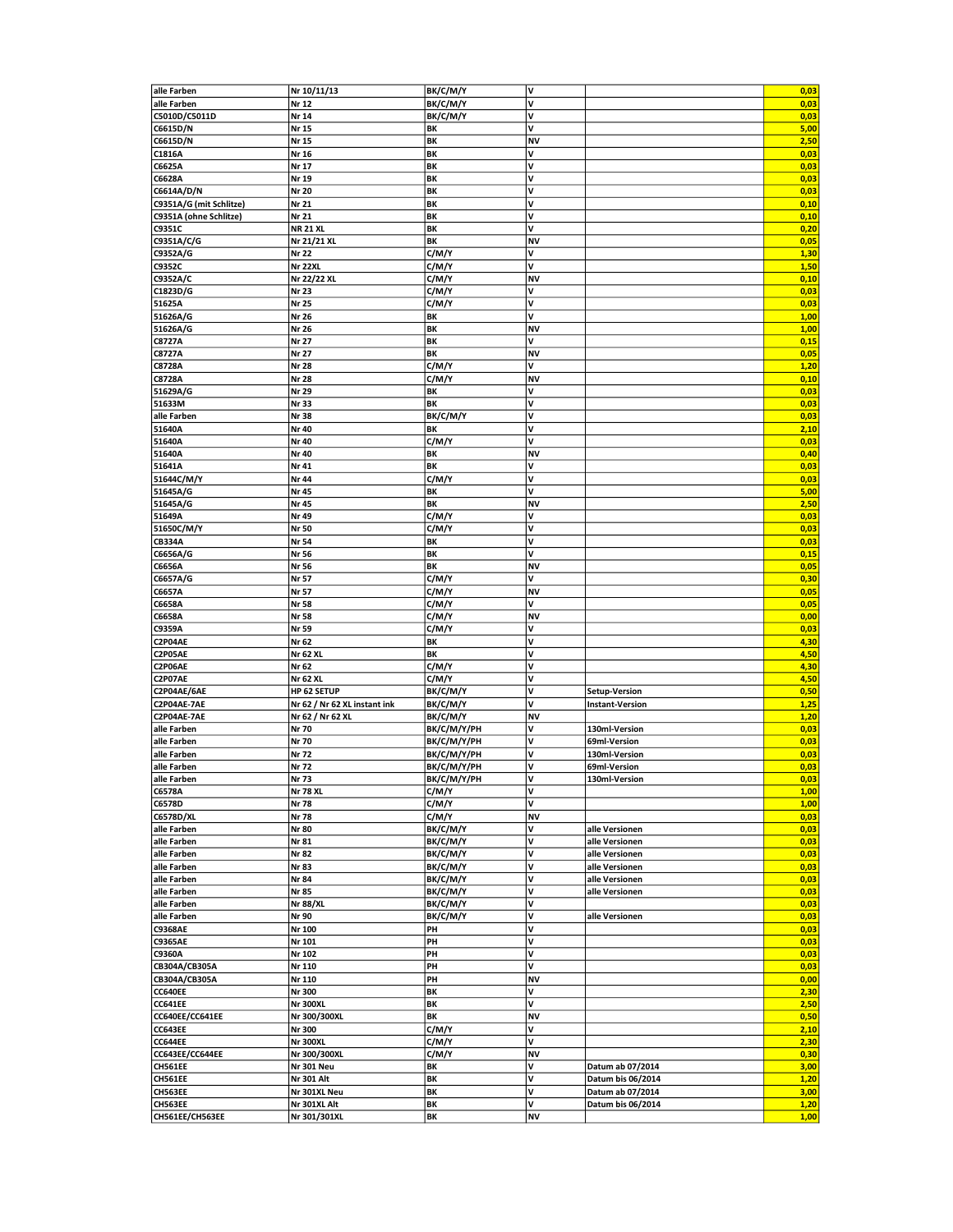| | | | | | |
|---|---|---|---|---|---|
| alle Farben | Nr 10/11/13 | BK/C/M/Y | V | | 0,03 |
| alle Farben | Nr 12 | BK/C/M/Y | V | | 0,03 |
| C5010D/C5011D | Nr 14 | BK/C/M/Y | V | | 0,03 |
| C6615D/N | Nr 15 | BK | V | | 5,00 |
| C6615D/N | Nr 15 | BK | NV | | 2,50 |
| C1816A | Nr 16 | BK | V | | 0,03 |
| C6625A | Nr 17 | BK | V | | 0,03 |
| C6628A | Nr 19 | BK | V | | 0,03 |
| C6614A/D/N | Nr 20 | BK | V | | 0,03 |
| C9351A/G (mit Schlitze) | Nr 21 | BK | V | | 0,10 |
| C9351A (ohne Schlitze) | Nr 21 | BK | V | | 0,10 |
| C9351C | NR 21 XL | BK | V | | 0,20 |
| C9351A/C/G | Nr 21/21 XL | BK | NV | | 0,05 |
| C9352A/G | Nr 22 | C/M/Y | V | | 1,30 |
| C9352C | Nr 22XL | C/M/Y | V | | 1,50 |
| C9352A/C | Nr 22/22 XL | C/M/Y | NV | | 0,10 |
| C1823D/G | Nr 23 | C/M/Y | V | | 0,03 |
| 51625A | Nr 25 | C/M/Y | V | | 0,03 |
| 51626A/G | Nr 26 | BK | V | | 1,00 |
| 51626A/G | Nr 26 | BK | NV | | 1,00 |
| C8727A | Nr 27 | BK | V | | 0,15 |
| C8727A | Nr 27 | BK | NV | | 0,05 |
| C8728A | Nr 28 | C/M/Y | V | | 1,20 |
| C8728A | Nr 28 | C/M/Y | NV | | 0,10 |
| 51629A/G | Nr 29 | BK | V | | 0,03 |
| 51633M | Nr 33 | BK | V | | 0,03 |
| alle Farben | Nr 38 | BK/C/M/Y | V | | 0,03 |
| 51640A | Nr 40 | BK | V | | 2,10 |
| 51640A | Nr 40 | C/M/Y | V | | 0,03 |
| 51640A | Nr 40 | BK | NV | | 0,40 |
| 51641A | Nr 41 | BK | V | | 0,03 |
| 51644C/M/Y | Nr 44 | C/M/Y | V | | 0,03 |
| 51645A/G | Nr 45 | BK | V | | 5,00 |
| 51645A/G | Nr 45 | BK | NV | | 2,50 |
| 51649A | Nr 49 | C/M/Y | V | | 0,03 |
| 51650C/M/Y | Nr 50 | C/M/Y | V | | 0,03 |
| CB334A | Nr 54 | BK | V | | 0,03 |
| C6656A/G | Nr 56 | BK | V | | 0,15 |
| C6656A | Nr 56 | BK | NV | | 0,05 |
| C6657A/G | Nr 57 | C/M/Y | V | | 0,30 |
| C6657A | Nr 57 | C/M/Y | NV | | 0,05 |
| C6658A | Nr 58 | C/M/Y | V | | 0,05 |
| C6658A | Nr 58 | C/M/Y | NV | | 0,00 |
| C9359A | Nr 59 | C/M/Y | V | | 0,03 |
| C2P04AE | Nr 62 | BK | V | | 4,30 |
| C2P05AE | Nr 62 XL | BK | V | | 4,50 |
| C2P06AE | Nr 62 | C/M/Y | V | | 4,30 |
| C2P07AE | Nr 62 XL | C/M/Y | V | | 4,50 |
| C2P04AE/6AE | HP 62 SETUP | BK/C/M/Y | V | Setup-Version | 0,50 |
| C2P04AE-7AE | Nr 62 / Nr 62 XL instant ink | BK/C/M/Y | V | Instant-Version | 1,25 |
| C2P04AE-7AE | Nr 62 / Nr 62 XL | BK/C/M/Y | NV | | 1,20 |
| alle Farben | Nr 70 | BK/C/M/Y/PH | V | 130ml-Version | 0,03 |
| alle Farben | Nr 70 | BK/C/M/Y/PH | V | 69ml-Version | 0,03 |
| alle Farben | Nr 72 | BK/C/M/Y/PH | V | 130ml-Version | 0,03 |
| alle Farben | Nr 72 | BK/C/M/Y/PH | V | 69ml-Version | 0,03 |
| alle Farben | Nr 73 | BK/C/M/Y/PH | V | 130ml-Version | 0,03 |
| C6578A | Nr 78 XL | C/M/Y | V | | 1,00 |
| C6578D | Nr 78 | C/M/Y | V | | 1,00 |
| C6578D/XL | Nr 78 | C/M/Y | NV | | 0,03 |
| alle Farben | Nr 80 | BK/C/M/Y | V | alle Versionen | 0,03 |
| alle Farben | Nr 81 | BK/C/M/Y | V | alle Versionen | 0,03 |
| alle Farben | Nr 82 | BK/C/M/Y | V | alle Versionen | 0,03 |
| alle Farben | Nr 83 | BK/C/M/Y | V | alle Versionen | 0,03 |
| alle Farben | Nr 84 | BK/C/M/Y | V | alle Versionen | 0,03 |
| alle Farben | Nr 85 | BK/C/M/Y | V | alle Versionen | 0,03 |
| alle Farben | Nr 88/XL | BK/C/M/Y | V | | 0,03 |
| alle Farben | Nr 90 | BK/C/M/Y | V | alle Versionen | 0,03 |
| C9368AE | Nr 100 | PH | V | | 0,03 |
| C9365AE | Nr 101 | PH | V | | 0,03 |
| C9360A | Nr 102 | PH | V | | 0,03 |
| CB304A/CB305A | Nr 110 | PH | V | | 0,03 |
| CB304A/CB305A | Nr 110 | PH | NV | | 0,00 |
| CC640EE | Nr 300 | BK | V | | 2,30 |
| CC641EE | Nr 300XL | BK | V | | 2,50 |
| CC640EE/CC641EE | Nr 300/300XL | BK | NV | | 0,50 |
| CC643EE | Nr 300 | C/M/Y | V | | 2,10 |
| CC644EE | Nr 300XL | C/M/Y | V | | 2,30 |
| CC643EE/CC644EE | Nr 300/300XL | C/M/Y | NV | | 0,30 |
| CH561EE | Nr 301 Neu | BK | V | Datum ab 07/2014 | 3,00 |
| CH561EE | Nr 301 Alt | BK | V | Datum bis 06/2014 | 1,20 |
| CH563EE | Nr 301XL Neu | BK | V | Datum ab 07/2014 | 3,00 |
| CH563EE | Nr 301XL Alt | BK | V | Datum bis 06/2014 | 1,20 |
| CH561EE/CH563EE | Nr 301/301XL | BK | NV | | 1,00 |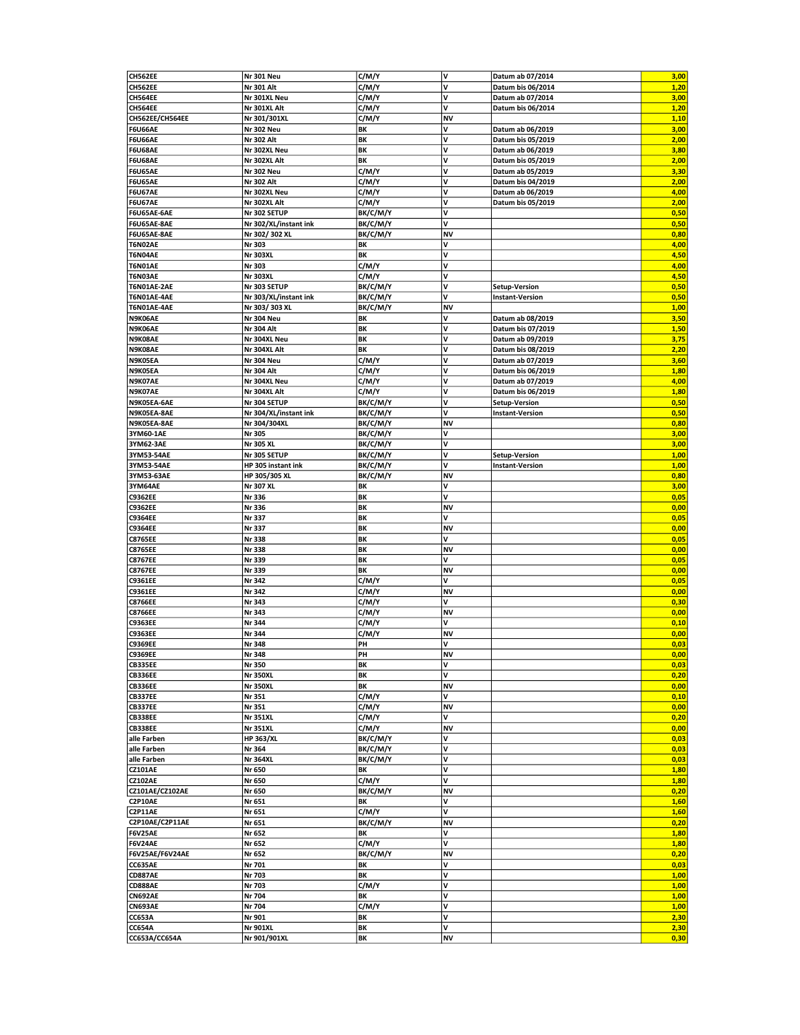| | | | | | |
|---|---|---|---|---|---|
| **CH562EE** | **Nr 301 Neu** | **C/M/Y** | **V** | **Datum ab 07/2014** | **3,00** |
| **CH562EE** | **Nr 301 Alt** | **C/M/Y** | **V** | **Datum bis 06/2014** | **1,20** |
| **CH564EE** | **Nr 301XL Neu** | **C/M/Y** | **V** | **Datum ab 07/2014** | **3,00** |
| **CH564EE** | **Nr 301XL Alt** | **C/M/Y** | **V** | **Datum bis 06/2014** | **1,20** |
| **CH562EE/CH564EE** | **Nr 301/301XL** | **C/M/Y** | **NV** | | **1,10** |
| **F6U66AE** | **Nr 302 Neu** | **BK** | **V** | **Datum ab 06/2019** | **3,00** |
| **F6U66AE** | **Nr 302 Alt** | **BK** | **V** | **Datum bis 05/2019** | **2,00** |
| **F6U68AE** | **Nr 302XL Neu** | **BK** | **V** | **Datum ab 06/2019** | **3,80** |
| **F6U68AE** | **Nr 302XL Alt** | **BK** | **V** | **Datum bis 05/2019** | **2,00** |
| **F6U65AE** | **Nr 302 Neu** | **C/M/Y** | **V** | **Datum ab 05/2019** | **3,30** |
| **F6U65AE** | **Nr 302 Alt** | **C/M/Y** | **V** | **Datum bis 04/2019** | **2,00** |
| **F6U67AE** | **Nr 302XL Neu** | **C/M/Y** | **V** | **Datum ab 06/2019** | **4,00** |
| **F6U67AE** | **Nr 302XL Alt** | **C/M/Y** | **V** | **Datum bis 05/2019** | **2,00** |
| **F6U65AE-6AE** | **Nr 302 SETUP** | **BK/C/M/Y** | **V** | | **0,50** |
| **F6U65AE-8AE** | **Nr 302/XL/instant ink** | **BK/C/M/Y** | **V** | | **0,50** |
| **F6U65AE-8AE** | **Nr 302/ 302 XL** | **BK/C/M/Y** | **NV** | | **0,80** |
| **T6N02AE** | **Nr 303** | **BK** | **V** | | **4,00** |
| **T6N04AE** | **Nr 303XL** | **BK** | **V** | | **4,50** |
| **T6N01AE** | **Nr 303** | **C/M/Y** | **V** | | **4,00** |
| **T6N03AE** | **Nr 303XL** | **C/M/Y** | **V** | | **4,50** |
| **T6N01AE-2AE** | **Nr 303 SETUP** | **BK/C/M/Y** | **V** | **Setup-Version** | **0,50** |
| **T6N01AE-4AE** | **Nr 303/XL/instant ink** | **BK/C/M/Y** | **V** | **Instant-Version** | **0,50** |
| **T6N01AE-4AE** | **Nr 303/ 303 XL** | **BK/C/M/Y** | **NV** | | **1,00** |
| **N9K06AE** | **Nr 304 Neu** | **BK** | **V** | **Datum ab 08/2019** | **3,50** |
| **N9K06AE** | **Nr 304 Alt** | **BK** | **V** | **Datum bis 07/2019** | **1,50** |
| **N9K08AE** | **Nr 304XL Neu** | **BK** | **V** | **Datum ab 09/2019** | **3,75** |
| **N9K08AE** | **Nr 304XL Alt** | **BK** | **V** | **Datum bis 08/2019** | **2,20** |
| **N9K05EA** | **Nr 304 Neu** | **C/M/Y** | **V** | **Datum ab 07/2019** | **3,60** |
| **N9K05EA** | **Nr 304 Alt** | **C/M/Y** | **V** | **Datum bis 06/2019** | **1,80** |
| **N9K07AE** | **Nr 304XL Neu** | **C/M/Y** | **V** | **Datum ab 07/2019** | **4,00** |
| **N9K07AE** | **Nr 304XL Alt** | **C/M/Y** | **V** | **Datum bis 06/2019** | **1,80** |
| **N9K05EA-6AE** | **Nr 304 SETUP** | **BK/C/M/Y** | **V** | **Setup-Version** | **0,50** |
| **N9K05EA-8AE** | **Nr 304/XL/instant ink** | **BK/C/M/Y** | **V** | **Instant-Version** | **0,50** |
| **N9K05EA-8AE** | **Nr 304/304XL** | **BK/C/M/Y** | **NV** | | **0,80** |
| **3YM60-1AE** | **Nr 305** | **BK/C/M/Y** | **V** | | **3,00** |
| **3YM62-3AE** | **Nr 305 XL** | **BK/C/M/Y** | **V** | | **3,00** |
| **3YM53-54AE** | **Nr 305 SETUP** | **BK/C/M/Y** | **V** | **Setup-Version** | **1,00** |
| **3YM53-54AE** | **HP 305 instant ink** | **BK/C/M/Y** | **V** | **Instant-Version** | **1,00** |
| **3YM53-63AE** | **HP 305/305 XL** | **BK/C/M/Y** | **NV** | | **0,80** |
| **3YM64AE** | **Nr 307 XL** | **BK** | **V** | | **3,00** |
| **C9362EE** | **Nr 336** | **BK** | **V** | | **0,05** |
| **C9362EE** | **Nr 336** | **BK** | **NV** | | **0,00** |
| **C9364EE** | **Nr 337** | **BK** | **V** | | **0,05** |
| **C9364EE** | **Nr 337** | **BK** | **NV** | | **0,00** |
| **C8765EE** | **Nr 338** | **BK** | **V** | | **0,05** |
| **C8765EE** | **Nr 338** | **BK** | **NV** | | **0,00** |
| **C8767EE** | **Nr 339** | **BK** | **V** | | **0,05** |
| **C8767EE** | **Nr 339** | **BK** | **NV** | | **0,00** |
| **C9361EE** | **Nr 342** | **C/M/Y** | **V** | | **0,05** |
| **C9361EE** | **Nr 342** | **C/M/Y** | **NV** | | **0,00** |
| **C8766EE** | **Nr 343** | **C/M/Y** | **V** | | **0,30** |
| **C8766EE** | **Nr 343** | **C/M/Y** | **NV** | | **0,00** |
| **C9363EE** | **Nr 344** | **C/M/Y** | **V** | | **0,10** |
| **C9363EE** | **Nr 344** | **C/M/Y** | **NV** | | **0,00** |
| **C9369EE** | **Nr 348** | **PH** | **V** | | **0,03** |
| **C9369EE** | **Nr 348** | **PH** | **NV** | | **0,00** |
| **CB335EE** | **Nr 350** | **BK** | **V** | | **0,03** |
| **CB336EE** | **Nr 350XL** | **BK** | **V** | | **0,20** |
| **CB336EE** | **Nr 350XL** | **BK** | **NV** | | **0,00** |
| **CB337EE** | **Nr 351** | **C/M/Y** | **V** | | **0,10** |
| **CB337EE** | **Nr 351** | **C/M/Y** | **NV** | | **0,00** |
| **CB338EE** | **Nr 351XL** | **C/M/Y** | **V** | | **0,20** |
| **CB338EE** | **Nr 351XL** | **C/M/Y** | **NV** | | **0,00** |
| **alle Farben** | **HP 363/XL** | **BK/C/M/Y** | **V** | | **0,03** |
| **alle Farben** | **Nr 364** | **BK/C/M/Y** | **V** | | **0,03** |
| **alle Farben** | **Nr 364XL** | **BK/C/M/Y** | **V** | | **0,03** |
| **CZ101AE** | **Nr 650** | **BK** | **V** | | **1,80** |
| **CZ102AE** | **Nr 650** | **C/M/Y** | **V** | | **1,80** |
| **CZ101AE/CZ102AE** | **Nr 650** | **BK/C/M/Y** | **NV** | | **0,20** |
| **C2P10AE** | **Nr 651** | **BK** | **V** | | **1,60** |
| **C2P11AE** | **Nr 651** | **C/M/Y** | **V** | | **1,60** |
| **C2P10AE/C2P11AE** | **Nr 651** | **BK/C/M/Y** | **NV** | | **0,20** |
| **F6V25AE** | **Nr 652** | **BK** | **V** | | **1,80** |
| **F6V24AE** | **Nr 652** | **C/M/Y** | **V** | | **1,80** |
| **F6V25AE/F6V24AE** | **Nr 652** | **BK/C/M/Y** | **NV** | | **0,20** |
| **CC635AE** | **Nr 701** | **BK** | **V** | | **0,03** |
| **CD887AE** | **Nr 703** | **BK** | **V** | | **1,00** |
| **CD888AE** | **Nr 703** | **C/M/Y** | **V** | | **1,00** |
| **CN692AE** | **Nr 704** | **BK** | **V** | | **1,00** |
| **CN693AE** | **Nr 704** | **C/M/Y** | **V** | | **1,00** |
| **CC653A** | **Nr 901** | **BK** | **V** | | **2,30** |
| **CC654A** | **Nr 901XL** | **BK** | **V** | | **2,30** |
| **CC653A/CC654A** | **Nr 901/901XL** | **BK** | **NV** | | **0,30** |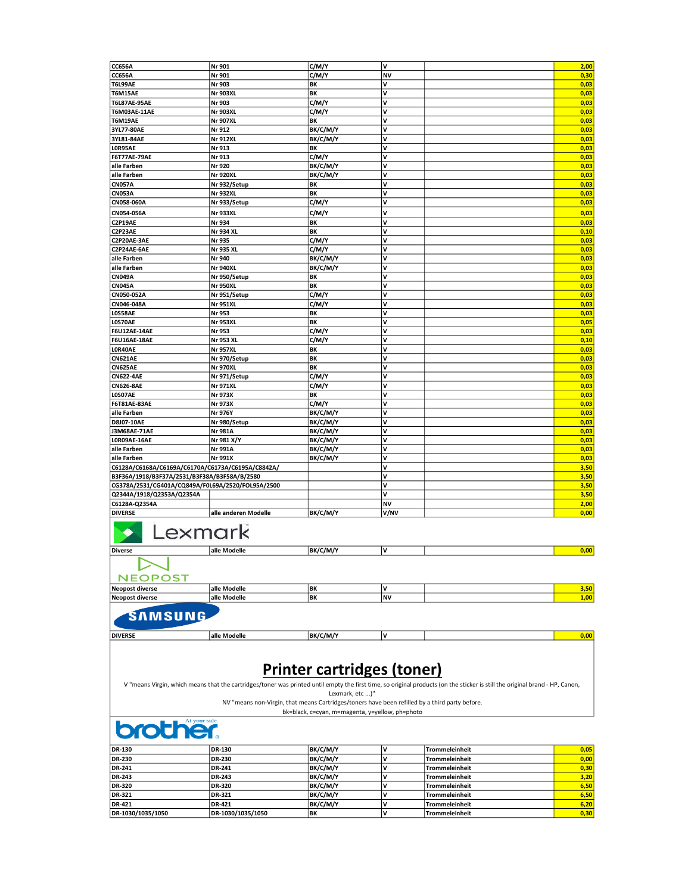| | | | | | |
|---|---|---|---|---|---|
| CC656A | Nr 901 | C/M/Y | V | | 2,00 |
| CC656A | Nr 901 | C/M/Y | NV | | 0,30 |
| T6L99AE | Nr 903 | BK | V | | 0,03 |
| T6M15AE | Nr 903XL | BK | V | | 0,03 |
| T6L87AE-95AE | Nr 903 | C/M/Y | V | | 0,03 |
| T6M03AE-11AE | Nr 903XL | C/M/Y | V | | 0,03 |
| T6M19AE | Nr 907XL | BK | V | | 0,03 |
| 3YL77-80AE | Nr 912 | BK/C/M/Y | V | | 0,03 |
| 3YL81-84AE | Nr 912XL | BK/C/M/Y | V | | 0,03 |
| L0R95AE | Nr 913 | BK | V | | 0,03 |
| F6T77AE-79AE | Nr 913 | C/M/Y | V | | 0,03 |
| alle Farben | Nr 920 | BK/C/M/Y | V | | 0,03 |
| alle Farben | Nr 920XL | BK/C/M/Y | V | | 0,03 |
| CN057A | Nr 932/Setup | BK | V | | 0,03 |
| CN053A | Nr 932XL | BK | V | | 0,03 |
| CN058-060A | Nr 933/Setup | C/M/Y | V | | 0,03 |
| CN054-056A | Nr 933XL | C/M/Y | V | | 0,03 |
| C2P19AE | Nr 934 | BK | V | | 0,03 |
| C2P23AE | Nr 934 XL | BK | V | | 0,10 |
| C2P20AE-3AE | Nr 935 | C/M/Y | V | | 0,03 |
| C2P24AE-6AE | Nr 935 XL | C/M/Y | V | | 0,03 |
| alle Farben | Nr 940 | BK/C/M/Y | V | | 0,03 |
| alle Farben | Nr 940XL | BK/C/M/Y | V | | 0,03 |
| CN049A | Nr 950/Setup | BK | V | | 0,03 |
| CN045A | Nr 950XL | BK | V | | 0,03 |
| CN050-052A | Nr 951/Setup | C/M/Y | V | | 0,03 |
| CN046-048A | Nr 951XL | C/M/Y | V | | 0,03 |
| L0S58AE | Nr 953 | BK | V | | 0,03 |
| L0S70AE | Nr 953XL | BK | V | | 0,05 |
| F6U12AE-14AE | Nr 953 | C/M/Y | V | | 0,03 |
| F6U16AE-18AE | Nr 953 XL | C/M/Y | V | | 0,10 |
| L0R40AE | Nr 957XL | BK | V | | 0,03 |
| CN621AE | Nr 970/Setup | BK | V | | 0,03 |
| CN625AE | Nr 970XL | BK | V | | 0,03 |
| CN622-4AE | Nr 971/Setup | C/M/Y | V | | 0,03 |
| CN626-8AE | Nr 971XL | C/M/Y | V | | 0,03 |
| L0S07AE | Nr 973X | BK | V | | 0,03 |
| F6T81AE-83AE | Nr 973X | C/M/Y | V | | 0,03 |
| alle Farben | Nr 976Y | BK/C/M/Y | V | | 0,03 |
| D8J07-10AE | Nr 980/Setup | BK/C/M/Y | V | | 0,03 |
| J3M68AE-71AE | Nr 981A | BK/C/M/Y | V | | 0,03 |
| L0R09AE-16AE | Nr 981 X/Y | BK/C/M/Y | V | | 0,03 |
| alle Farben | Nr 991A | BK/C/M/Y | V | | 0,03 |
| alle Farben | Nr 991X | BK/C/M/Y | V | | 0,03 |
| C6128A/C6168A/C6169A/C6170A/C6173A/C6195A/C8842A/ | | | V | | 3,50 |
| B3F36A/1918/B3F37A/2531/B3F38A/B3F58A/B/2580 | | | V | | 3,50 |
| CG378A/2531/CG401A/CQ849A/F0L69A/2520/FOL95A/2500 | | | V | | 3,50 |
| Q2344A/1918/Q2353A/Q2354A | | | V | | 3,50 |
| C6128A-Q2354A | | | NV | | 2,00 |
| DIVERSE | alle anderen Modelle | BK/C/M/Y | V/NV | | 0,00 |

Lexmark

| | | | | | |
|---|---|---|---|---|---|
| Diverse | alle Modelle | BK/C/M/Y | V | | 0,00 |

NEOPOST

| | | | | | |
|---|---|---|---|---|---|
| Neopost diverse | alle Modelle | BK | V | | 3,50 |
| Neopost diverse | alle Modelle | BK | NV | | 1,00 |

SAMSUNG

| | | | | | |
|---|---|---|---|---|---|
| DIVERSE | alle Modelle | BK/C/M/Y | V | | 0,00 |

# Printer cartridges (toner)

V "means Virgin, which means that the cartridges/toner was printed until empty the first time, so original products (on the sticker is still the original brand - HP, Canon, Lexmark, etc ...)"

NV "means non-Virgin, that means Cartridges/toners have been refilled by a third party before.

bk=black, c=cyan, m=magenta, y=yellow, ph=photo

brother At your side.

| | | | | | |
|---|---|---|---|---|---|
| DR-130 | DR-130 | BK/C/M/Y | V | Trommeleinheit | 0,05 |
| DR-230 | DR-230 | BK/C/M/Y | V | Trommeleinheit | 0,00 |
| DR-241 | DR-241 | BK/C/M/Y | V | Trommeleinheit | 0,30 |
| DR-243 | DR-243 | BK/C/M/Y | V | Trommeleinheit | 3,20 |
| DR-320 | DR-320 | BK/C/M/Y | V | Trommeleinheit | 6,50 |
| DR-321 | DR-321 | BK/C/M/Y | V | Trommeleinheit | 6,50 |
| DR-421 | DR-421 | BK/C/M/Y | V | Trommeleinheit | 6,20 |
| DR-1030/1035/1050 | DR-1030/1035/1050 | BK | V | Trommeleinheit | 0,30 |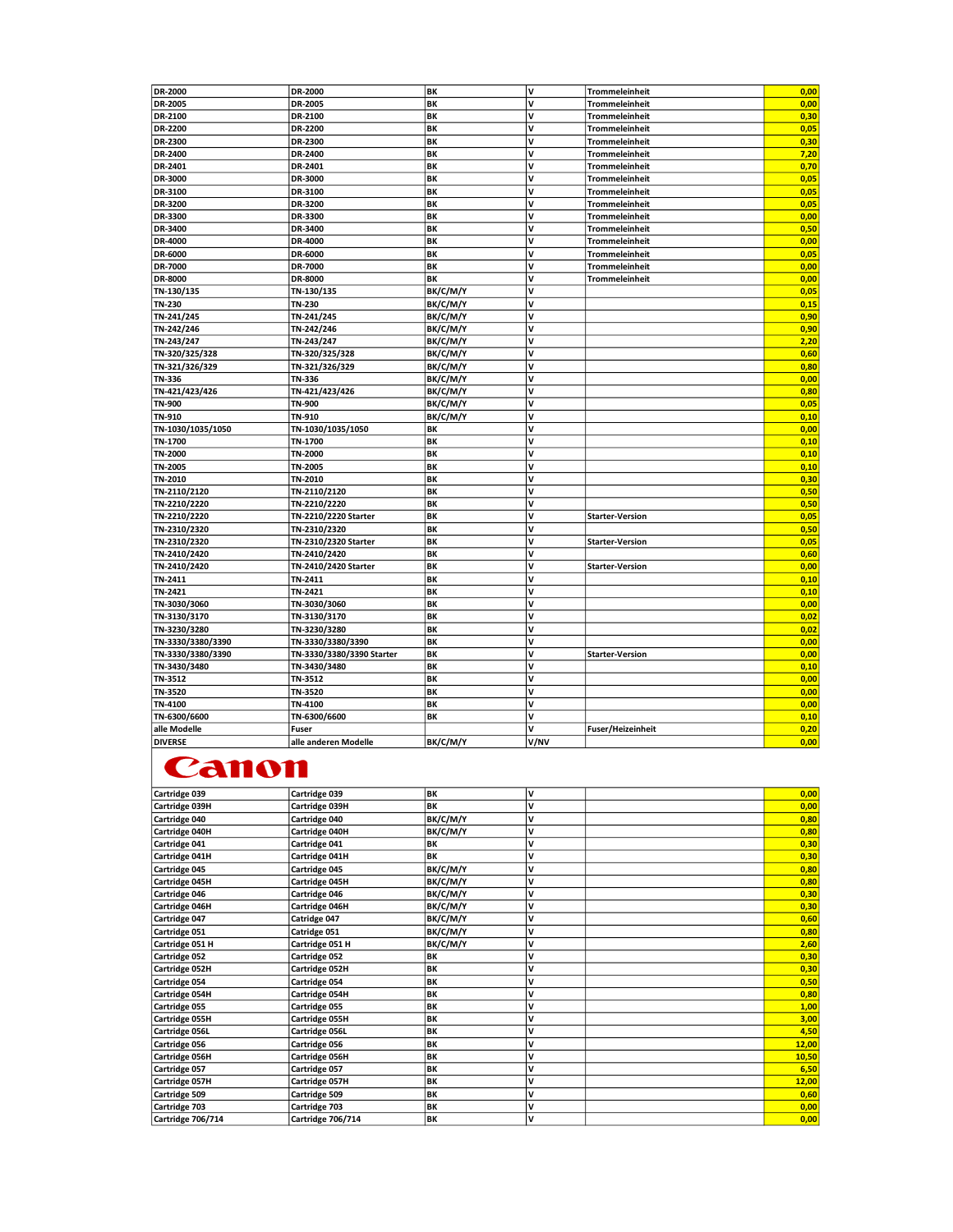| DR-2000 | DR-2000 | BK | V | Trommeleinheit | 0,00 |
|---|---|---|---|---|---|
| DR-2005 | DR-2005 | BK | V | Trommeleinheit | 0,00 |
| DR-2100 | DR-2100 | BK | V | Trommeleinheit | 0,30 |
| DR-2200 | DR-2200 | BK | V | Trommeleinheit | 0,05 |
| DR-2300 | DR-2300 | BK | V | Trommeleinheit | 0,30 |
| DR-2400 | DR-2400 | BK | V | Trommeleinheit | 7,20 |
| DR-2401 | DR-2401 | BK | V | Trommeleinheit | 0,70 |
| DR-3000 | DR-3000 | BK | V | Trommeleinheit | 0,05 |
| DR-3100 | DR-3100 | BK | V | Trommeleinheit | 0,05 |
| DR-3200 | DR-3200 | BK | V | Trommeleinheit | 0,05 |
| DR-3300 | DR-3300 | BK | V | Trommeleinheit | 0,00 |
| DR-3400 | DR-3400 | BK | V | Trommeleinheit | 0,50 |
| DR-4000 | DR-4000 | BK | V | Trommeleinheit | 0,00 |
| DR-6000 | DR-6000 | BK | V | Trommeleinheit | 0,05 |
| DR-7000 | DR-7000 | BK | V | Trommeleinheit | 0,00 |
| DR-8000 | DR-8000 | BK | V | Trommeleinheit | 0,00 |
| TN-130/135 | TN-130/135 | BK/C/M/Y | V | | 0,05 |
| TN-230 | TN-230 | BK/C/M/Y | V | | 0,15 |
| TN-241/245 | TN-241/245 | BK/C/M/Y | V | | 0,90 |
| TN-242/246 | TN-242/246 | BK/C/M/Y | V | | 0,90 |
| TN-243/247 | TN-243/247 | BK/C/M/Y | V | | 2,20 |
| TN-320/325/328 | TN-320/325/328 | BK/C/M/Y | V | | 0,60 |
| TN-321/326/329 | TN-321/326/329 | BK/C/M/Y | V | | 0,80 |
| TN-336 | TN-336 | BK/C/M/Y | V | | 0,00 |
| TN-421/423/426 | TN-421/423/426 | BK/C/M/Y | V | | 0,80 |
| TN-900 | TN-900 | BK/C/M/Y | V | | 0,05 |
| TN-910 | TN-910 | BK/C/M/Y | V | | 0,10 |
| TN-1030/1035/1050 | TN-1030/1035/1050 | BK | V | | 0,00 |
| TN-1700 | TN-1700 | BK | V | | 0,10 |
| TN-2000 | TN-2000 | BK | V | | 0,10 |
| TN-2005 | TN-2005 | BK | V | | 0,10 |
| TN-2010 | TN-2010 | BK | V | | 0,30 |
| TN-2110/2120 | TN-2110/2120 | BK | V | | 0,50 |
| TN-2210/2220 | TN-2210/2220 | BK | V | | 0,50 |
| TN-2210/2220 | TN-2210/2220 Starter | BK | V | Starter-Version | 0,05 |
| TN-2310/2320 | TN-2310/2320 | BK | V | | 0,50 |
| TN-2310/2320 | TN-2310/2320 Starter | BK | V | Starter-Version | 0,05 |
| TN-2410/2420 | TN-2410/2420 | BK | V | | 0,60 |
| TN-2410/2420 | TN-2410/2420 Starter | BK | V | Starter-Version | 0,00 |
| TN-2411 | TN-2411 | BK | V | | 0,10 |
| TN-2421 | TN-2421 | BK | V | | 0,10 |
| TN-3030/3060 | TN-3030/3060 | BK | V | | 0,00 |
| TN-3130/3170 | TN-3130/3170 | BK | V | | 0,02 |
| TN-3230/3280 | TN-3230/3280 | BK | V | | 0,02 |
| TN-3330/3380/3390 | TN-3330/3380/3390 | BK | V | | 0,00 |
| TN-3330/3380/3390 | TN-3330/3380/3390 Starter | BK | V | Starter-Version | 0,00 |
| TN-3430/3480 | TN-3430/3480 | BK | V | | 0,10 |
| TN-3512 | TN-3512 | BK | V | | 0,00 |
| TN-3520 | TN-3520 | BK | V | | 0,00 |
| TN-4100 | TN-4100 | BK | V | | 0,00 |
| TN-6300/6600 | TN-6300/6600 | BK | V | | 0,10 |
| alle Modelle | Fuser | | V | Fuser/Heizeinheit | 0,20 |
| DIVERSE | alle anderen Modelle | BK/C/M/Y | V/NV | | 0,00 |

## Canon

| Cartridge 039 | Cartridge 039 | BK | V | | 0,00 |
|---|---|---|---|---|---|
| Cartridge 039H | Cartridge 039H | BK | V | | 0,00 |
| Cartridge 040 | Cartridge 040 | BK/C/M/Y | V | | 0,80 |
| Cartridge 040H | Cartridge 040H | BK/C/M/Y | V | | 0,80 |
| Cartridge 041 | Cartridge 041 | BK | V | | 0,30 |
| Cartridge 041H | Cartridge 041H | BK | V | | 0,30 |
| Cartridge 045 | Cartridge 045 | BK/C/M/Y | V | | 0,80 |
| Cartridge 045H | Cartridge 045H | BK/C/M/Y | V | | 0,80 |
| Cartridge 046 | Cartridge 046 | BK/C/M/Y | V | | 0,30 |
| Cartridge 046H | Cartridge 046H | BK/C/M/Y | V | | 0,30 |
| Cartridge 047 | Catridge 047 | BK/C/M/Y | V | | 0,60 |
| Cartridge 051 | Catridge 051 | BK/C/M/Y | V | | 0,80 |
| Cartridge 051 H | Cartridge 051 H | BK/C/M/Y | V | | 2,60 |
| Cartridge 052 | Cartridge 052 | BK | V | | 0,30 |
| Cartridge 052H | Cartridge 052H | BK | V | | 0,30 |
| Cartridge 054 | Cartridge 054 | BK | V | | 0,50 |
| Cartridge 054H | Cartridge 054H | BK | V | | 0,80 |
| Cartridge 055 | Cartridge 055 | BK | V | | 1,00 |
| Cartridge 055H | Cartridge 055H | BK | V | | 3,00 |
| Cartridge 056L | Cartridge 056L | BK | V | | 4,50 |
| Cartridge 056 | Cartridge 056 | BK | V | | 12,00 |
| Cartridge 056H | Cartridge 056H | BK | V | | 10,50 |
| Cartridge 057 | Cartridge 057 | BK | V | | 6,50 |
| Cartridge 057H | Cartridge 057H | BK | V | | 12,00 |
| Cartridge 509 | Cartridge 509 | BK | V | | 0,60 |
| Cartridge 703 | Cartridge 703 | BK | V | | 0,00 |
| Cartridge 706/714 | Cartridge 706/714 | BK | V | | 0,00 |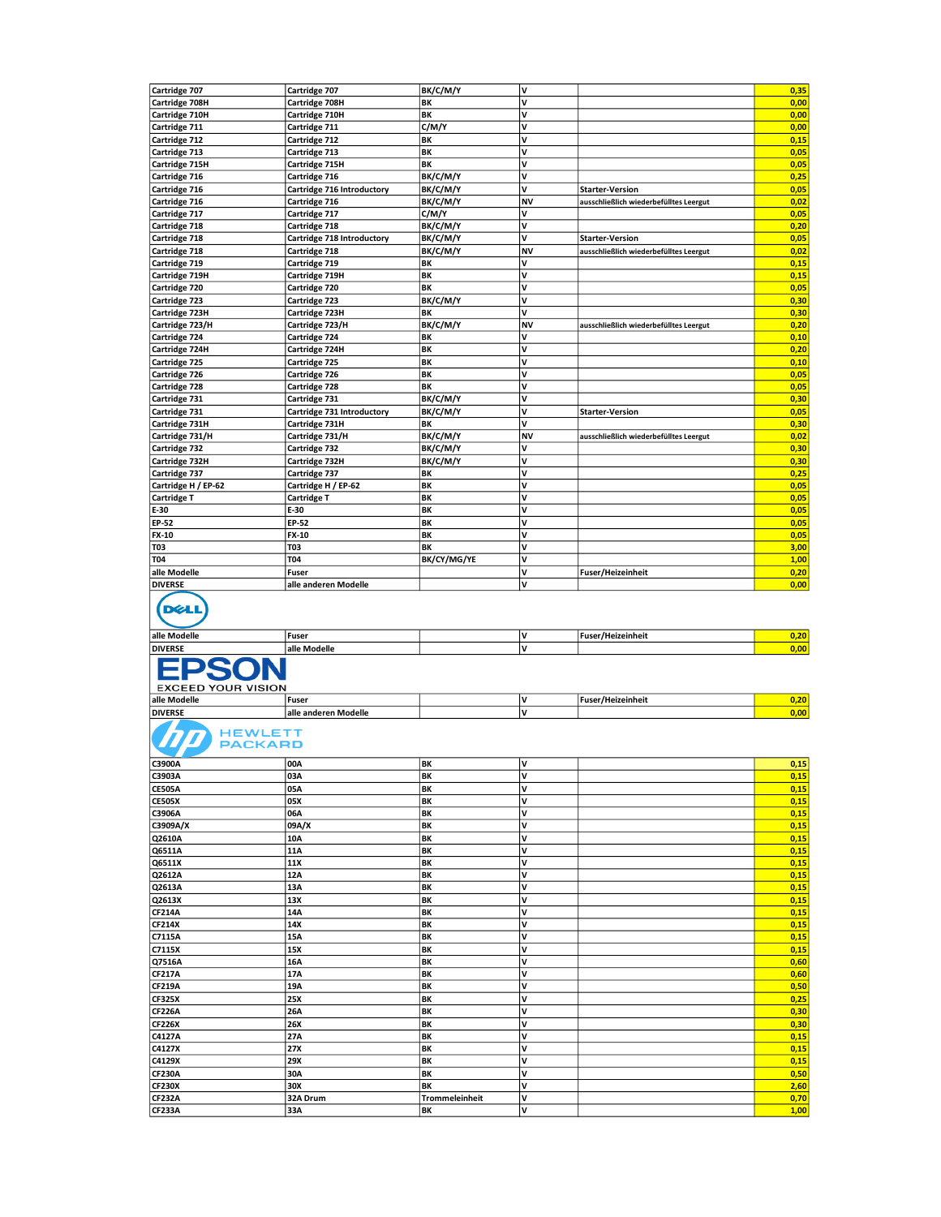| | | | | | |
|---|---|---|---|---|---|
| Cartridge 707 | Cartridge 707 | BK/C/M/Y | V | | 0,35 |
| Cartridge 708H | Cartridge 708H | BK | V | | 0,00 |
| Cartridge 710H | Cartridge 710H | BK | V | | 0,00 |
| Cartridge 711 | Cartridge 711 | C/M/Y | V | | 0,00 |
| Cartridge 712 | Cartridge 712 | BK | V | | 0,15 |
| Cartridge 713 | Cartridge 713 | BK | V | | 0,05 |
| Cartridge 715H | Cartridge 715H | BK | V | | 0,05 |
| Cartridge 716 | Cartridge 716 | BK/C/M/Y | V | | 0,25 |
| Cartridge 716 | Cartridge 716 Introductory | BK/C/M/Y | V | Starter-Version | 0,05 |
| Cartridge 716 | Cartridge 716 | BK/C/M/Y | NV | ausschließlich wiederbefülltes Leergut | 0,02 |
| Cartridge 717 | Cartridge 717 | C/M/Y | V | | 0,05 |
| Cartridge 718 | Cartridge 718 | BK/C/M/Y | V | | 0,20 |
| Cartridge 718 | Cartridge 718 Introductory | BK/C/M/Y | V | Starter-Version | 0,05 |
| Cartridge 718 | Cartridge 718 | BK/C/M/Y | NV | ausschließlich wiederbefülltes Leergut | 0,02 |
| Cartridge 719 | Cartridge 719 | BK | V | | 0,15 |
| Cartridge 719H | Cartridge 719H | BK | V | | 0,15 |
| Cartridge 720 | Cartridge 720 | BK | V | | 0,05 |
| Cartridge 723 | Cartridge 723 | BK/C/M/Y | V | | 0,30 |
| Cartridge 723H | Cartridge 723H | BK | V | | 0,30 |
| Cartridge 723/H | Cartridge 723/H | BK/C/M/Y | NV | ausschließlich wiederbefülltes Leergut | 0,20 |
| Cartridge 724 | Cartridge 724 | BK | V | | 0,10 |
| Cartridge 724H | Cartridge 724H | BK | V | | 0,20 |
| Cartridge 725 | Cartridge 725 | BK | V | | 0,10 |
| Cartridge 726 | Cartridge 726 | BK | V | | 0,05 |
| Cartridge 728 | Cartridge 728 | BK | V | | 0,05 |
| Cartridge 731 | Cartridge 731 | BK/C/M/Y | V | | 0,30 |
| Cartridge 731 | Cartridge 731 Introductory | BK/C/M/Y | V | Starter-Version | 0,05 |
| Cartridge 731H | Cartridge 731H | BK | V | | 0,30 |
| Cartridge 731/H | Cartridge 731/H | BK/C/M/Y | NV | ausschließlich wiederbefülltes Leergut | 0,02 |
| Cartridge 732 | Cartridge 732 | BK/C/M/Y | V | | 0,30 |
| Cartridge 732H | Cartridge 732H | BK/C/M/Y | V | | 0,30 |
| Cartridge 737 | Cartridge 737 | BK | V | | 0,25 |
| Cartridge H / EP-62 | Cartridge H / EP-62 | BK | V | | 0,05 |
| Cartridge T | Cartridge T | BK | V | | 0,05 |
| E-30 | E-30 | BK | V | | 0,05 |
| EP-52 | EP-52 | BK | V | | 0,05 |
| FX-10 | FX-10 | BK | V | | 0,05 |
| T03 | T03 | BK | V | | 3,00 |
| T04 | T04 | BK/CY/MG/YE | V | | 1,00 |
| alle Modelle | Fuser | | V | Fuser/Heizeinheit | 0,20 |
| DIVERSE | alle anderen Modelle | | V | | 0,00 |

**DELL**

| | | | | | |
|---|---|---|---|---|---|
| alle Modelle | Fuser | | V | Fuser/Heizeinheit | 0,20 |
| DIVERSE | alle Modelle | | V | | 0,00 |

**EPSON** EXCEED YOUR VISION

| | | | | | |
|---|---|---|---|---|---|
| alle Modelle | Fuser | | V | Fuser/Heizeinheit | 0,20 |
| DIVERSE | alle anderen Modelle | | V | | 0,00 |

**HEWLETT PACKARD**

| | | | | | |
|---|---|---|---|---|---|
| C3900A | 00A | BK | V | | 0,15 |
| C3903A | 03A | BK | V | | 0,15 |
| CE505A | 05A | BK | V | | 0,15 |
| CE505X | 05X | BK | V | | 0,15 |
| C3906A | 06A | BK | V | | 0,15 |
| C3909A/X | 09A/X | BK | V | | 0,15 |
| Q2610A | 10A | BK | V | | 0,15 |
| Q6511A | 11A | BK | V | | 0,15 |
| Q6511X | 11X | BK | V | | 0,15 |
| Q2612A | 12A | BK | V | | 0,15 |
| Q2613A | 13A | BK | V | | 0,15 |
| Q2613X | 13X | BK | V | | 0,15 |
| CF214A | 14A | BK | V | | 0,15 |
| CF214X | 14X | BK | V | | 0,15 |
| C7115A | 15A | BK | V | | 0,15 |
| C7115X | 15X | BK | V | | 0,15 |
| Q7516A | 16A | BK | V | | 0,60 |
| CF217A | 17A | BK | V | | 0,60 |
| CF219A | 19A | BK | V | | 0,50 |
| CF325X | 25X | BK | V | | 0,25 |
| CF226A | 26A | BK | V | | 0,30 |
| CF226X | 26X | BK | V | | 0,30 |
| C4127A | 27A | BK | V | | 0,15 |
| C4127X | 27X | BK | V | | 0,15 |
| C4129X | 29X | BK | V | | 0,15 |
| CF230A | 30A | BK | V | | 0,50 |
| CF230X | 30X | BK | V | | 2,60 |
| CF232A | 32A Drum | Trommeleinheit | V | | 0,70 |
| CF233A | 33A | BK | V | | 1,00 |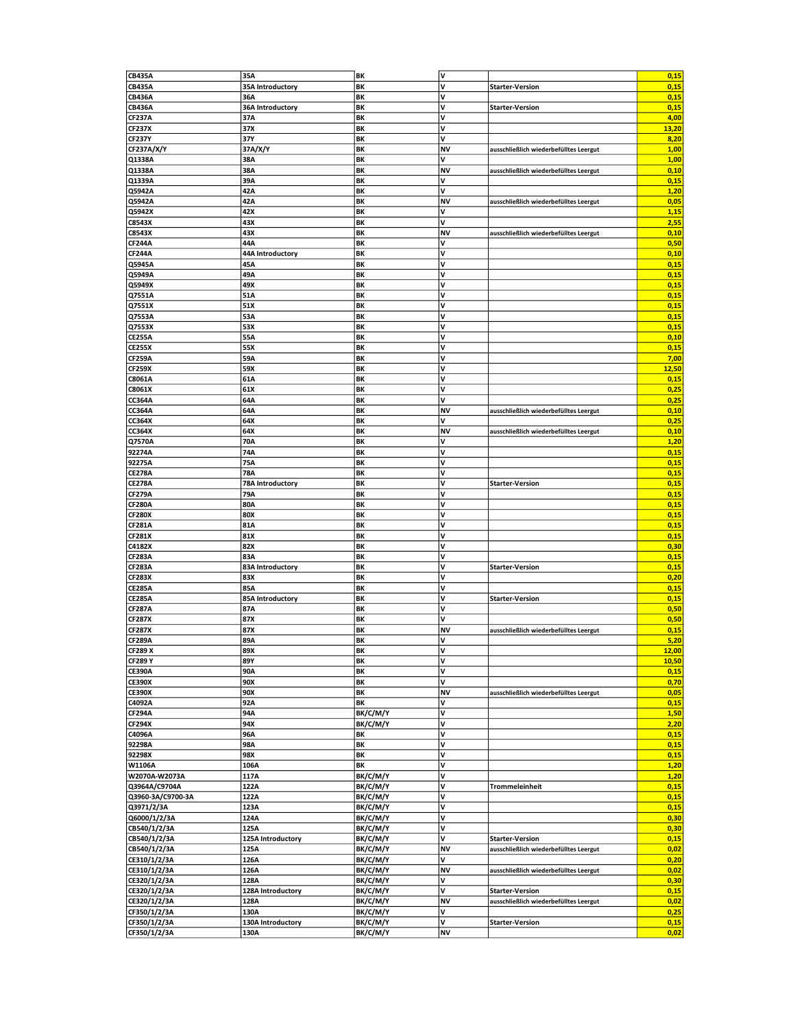| CB435A | 35A | BK | V | | 0,15 |
|---|---|---|---|---|---|
| CB435A | 35A Introductory | BK | V | Starter-Version | 0,15 |
| CB436A | 36A | BK | V | | 0,15 |
| CB436A | 36A Introductory | BK | V | Starter-Version | 0,15 |
| CF237A | 37A | BK | V | | 4,00 |
| CF237X | 37X | BK | V | | 13,20 |
| CF237Y | 37Y | BK | V | | 8,20 |
| CF237A/X/Y | 37A/X/Y | BK | NV | ausschließlich wiederbefülltes Leergut | 1,00 |
| Q1338A | 38A | BK | V | | 1,00 |
| Q1338A | 38A | BK | NV | ausschließlich wiederbefülltes Leergut | 0,10 |
| Q1339A | 39A | BK | V | | 0,15 |
| Q5942A | 42A | BK | V | | 1,20 |
| Q5942A | 42A | BK | NV | ausschließlich wiederbefülltes Leergut | 0,05 |
| Q5942X | 42X | BK | V | | 1,15 |
| C8543X | 43X | BK | V | | 2,55 |
| C8543X | 43X | BK | NV | ausschließlich wiederbefülltes Leergut | 0,10 |
| CF244A | 44A | BK | V | | 0,50 |
| CF244A | 44A Introductory | BK | V | | 0,10 |
| Q5945A | 45A | BK | V | | 0,15 |
| Q5949A | 49A | BK | V | | 0,15 |
| Q5949X | 49X | BK | V | | 0,15 |
| Q7551A | 51A | BK | V | | 0,15 |
| Q7551X | 51X | BK | V | | 0,15 |
| Q7553A | 53A | BK | V | | 0,15 |
| Q7553X | 53X | BK | V | | 0,15 |
| CE255A | 55A | BK | V | | 0,10 |
| CE255X | 55X | BK | V | | 0,15 |
| CF259A | 59A | BK | V | | 7,00 |
| CF259X | 59X | BK | V | | 12,50 |
| C8061A | 61A | BK | V | | 0,15 |
| C8061X | 61X | BK | V | | 0,25 |
| CC364A | 64A | BK | V | | 0,25 |
| CC364A | 64A | BK | NV | ausschließlich wiederbefülltes Leergut | 0,10 |
| CC364X | 64X | BK | V | | 0,25 |
| CC364X | 64X | BK | NV | ausschließlich wiederbefülltes Leergut | 0,10 |
| Q7570A | 70A | BK | V | | 1,20 |
| 92274A | 74A | BK | V | | 0,15 |
| 92275A | 75A | BK | V | | 0,15 |
| CE278A | 78A | BK | V | | 0,15 |
| CE278A | 78A Introductory | BK | V | Starter-Version | 0,15 |
| CF279A | 79A | BK | V | | 0,15 |
| CF280A | 80A | BK | V | | 0,15 |
| CF280X | 80X | BK | V | | 0,15 |
| CF281A | 81A | BK | V | | 0,15 |
| CF281X | 81X | BK | V | | 0,15 |
| C4182X | 82X | BK | V | | 0,30 |
| CF283A | 83A | BK | V | | 0,15 |
| CF283A | 83A Introductory | BK | V | Starter-Version | 0,15 |
| CF283X | 83X | BK | V | | 0,20 |
| CE285A | 85A | BK | V | | 0,15 |
| CE285A | 85A Introductory | BK | V | Starter-Version | 0,15 |
| CF287A | 87A | BK | V | | 0,50 |
| CF287X | 87X | BK | V | | 0,50 |
| CF287X | 87X | BK | NV | ausschließlich wiederbefülltes Leergut | 0,15 |
| CF289A | 89A | BK | V | | 5,20 |
| CF289 X | 89X | BK | V | | 12,00 |
| CF289 Y | 89Y | BK | V | | 10,50 |
| CE390A | 90A | BK | V | | 0,15 |
| CE390X | 90X | BK | V | | 0,70 |
| CE390X | 90X | BK | NV | ausschließlich wiederbefülltes Leergut | 0,05 |
| C4092A | 92A | BK | V | | 0,15 |
| CF294A | 94A | BK/C/M/Y | V | | 1,50 |
| CF294X | 94X | BK/C/M/Y | V | | 2,20 |
| C4096A | 96A | BK | V | | 0,15 |
| 92298A | 98A | BK | V | | 0,15 |
| 92298X | 98X | BK | V | | 0,15 |
| W1106A | 106A | BK | V | | 1,20 |
| W2070A-W2073A | 117A | BK/C/M/Y | V | | 1,20 |
| Q3964A/C9704A | 122A | BK/C/M/Y | V | Trommeleinheit | 0,15 |
| Q3960-3A/C9700-3A | 122A | BK/C/M/Y | V | | 0,15 |
| Q3971/2/3A | 123A | BK/C/M/Y | V | | 0,15 |
| Q6000/1/2/3A | 124A | BK/C/M/Y | V | | 0,30 |
| CB540/1/2/3A | 125A | BK/C/M/Y | V | | 0,30 |
| CB540/1/2/3A | 125A Introductory | BK/C/M/Y | V | Starter-Version | 0,15 |
| CB540/1/2/3A | 125A | BK/C/M/Y | NV | ausschließlich wiederbefülltes Leergut | 0,02 |
| CE310/1/2/3A | 126A | BK/C/M/Y | V | | 0,20 |
| CE310/1/2/3A | 126A | BK/C/M/Y | NV | ausschließlich wiederbefülltes Leergut | 0,02 |
| CE320/1/2/3A | 128A | BK/C/M/Y | V | | 0,30 |
| CE320/1/2/3A | 128A Introductory | BK/C/M/Y | V | Starter-Version | 0,15 |
| CE320/1/2/3A | 128A | BK/C/M/Y | NV | ausschließlich wiederbefülltes Leergut | 0,02 |
| CF350/1/2/3A | 130A | BK/C/M/Y | V | | 0,25 |
| CF350/1/2/3A | 130A Introductory | BK/C/M/Y | V | Starter-Version | 0,15 |
| CF350/1/2/3A | 130A | BK/C/M/Y | NV | | 0,02 |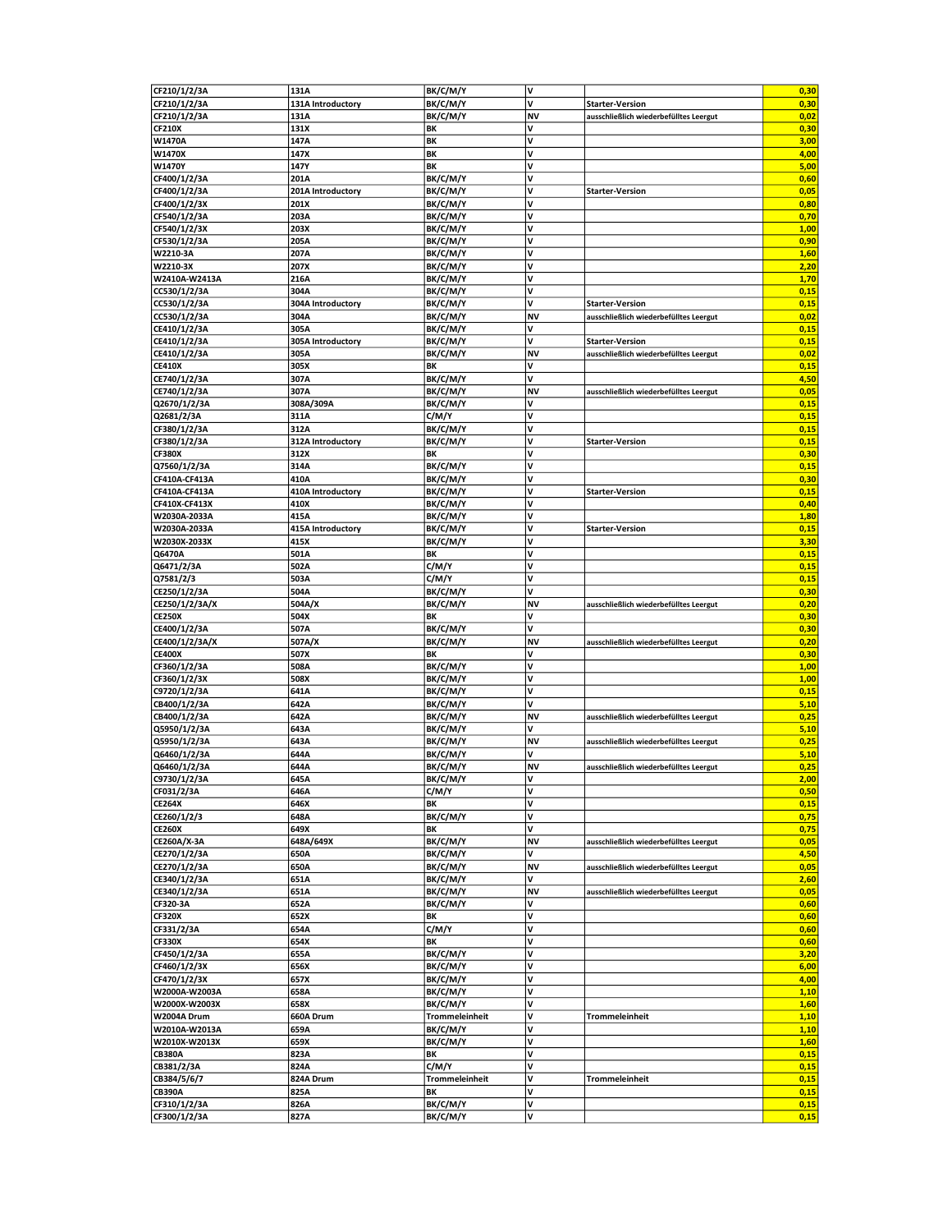| | | | | | |
|---|---|---|---|---|---|
| CF210/1/2/3A | 131A | BK/C/M/Y | V | | 0,30 |
| CF210/1/2/3A | 131A Introductory | BK/C/M/Y | V | Starter-Version | 0,30 |
| CF210/1/2/3A | 131A | BK/C/M/Y | NV | ausschließlich wiederbefülltes Leergut | 0,02 |
| CF210X | 131X | BK | V | | 0,30 |
| W1470A | 147A | BK | V | | 3,00 |
| W1470X | 147X | BK | V | | 4,00 |
| W1470Y | 147Y | BK | V | | 5,00 |
| CF400/1/2/3A | 201A | BK/C/M/Y | V | | 0,60 |
| CF400/1/2/3A | 201A Introductory | BK/C/M/Y | V | Starter-Version | 0,05 |
| CF400/1/2/3X | 201X | BK/C/M/Y | V | | 0,80 |
| CF540/1/2/3A | 203A | BK/C/M/Y | V | | 0,70 |
| CF540/1/2/3X | 203X | BK/C/M/Y | V | | 1,00 |
| CF530/1/2/3A | 205A | BK/C/M/Y | V | | 0,90 |
| W2210-3A | 207A | BK/C/M/Y | V | | 1,60 |
| W2210-3X | 207X | BK/C/M/Y | V | | 2,20 |
| W2410A-W2413A | 216A | BK/C/M/Y | V | | 1,70 |
| CC530/1/2/3A | 304A | BK/C/M/Y | V | | 0,15 |
| CC530/1/2/3A | 304A Introductory | BK/C/M/Y | V | Starter-Version | 0,15 |
| CC530/1/2/3A | 304A | BK/C/M/Y | NV | ausschließlich wiederbefülltes Leergut | 0,02 |
| CE410/1/2/3A | 305A | BK/C/M/Y | V | | 0,15 |
| CE410/1/2/3A | 305A Introductory | BK/C/M/Y | V | Starter-Version | 0,15 |
| CE410/1/2/3A | 305A | BK/C/M/Y | NV | ausschließlich wiederbefülltes Leergut | 0,02 |
| CE410X | 305X | BK | V | | 0,15 |
| CE740/1/2/3A | 307A | BK/C/M/Y | V | | 4,50 |
| CE740/1/2/3A | 307A | BK/C/M/Y | NV | ausschließlich wiederbefülltes Leergut | 0,05 |
| Q2670/1/2/3A | 308A/309A | BK/C/M/Y | V | | 0,15 |
| Q2681/2/3A | 311A | C/M/Y | V | | 0,15 |
| CF380/1/2/3A | 312A | BK/C/M/Y | V | | 0,15 |
| CF380/1/2/3A | 312A Introductory | BK/C/M/Y | V | Starter-Version | 0,15 |
| CF380X | 312X | BK | V | | 0,30 |
| Q7560/1/2/3A | 314A | BK/C/M/Y | V | | 0,15 |
| CF410A-CF413A | 410A | BK/C/M/Y | V | | 0,30 |
| CF410A-CF413A | 410A Introductory | BK/C/M/Y | V | Starter-Version | 0,15 |
| CF410X-CF413X | 410X | BK/C/M/Y | V | | 0,40 |
| W2030A-2033A | 415A | BK/C/M/Y | V | | 1,80 |
| W2030A-2033A | 415A Introductory | BK/C/M/Y | V | Starter-Version | 0,15 |
| W2030X-2033X | 415X | BK/C/M/Y | V | | 3,30 |
| Q6470A | 501A | BK | V | | 0,15 |
| Q6471/2/3A | 502A | C/M/Y | V | | 0,15 |
| Q7581/2/3 | 503A | C/M/Y | V | | 0,15 |
| CE250/1/2/3A | 504A | BK/C/M/Y | V | | 0,30 |
| CE250/1/2/3A/X | 504A/X | BK/C/M/Y | NV | ausschließlich wiederbefülltes Leergut | 0,20 |
| CE250X | 504X | BK | V | | 0,30 |
| CE400/1/2/3A | 507A | BK/C/M/Y | V | | 0,30 |
| CE400/1/2/3A/X | 507A/X | BK/C/M/Y | NV | ausschließlich wiederbefülltes Leergut | 0,20 |
| CE400X | 507X | BK | V | | 0,30 |
| CF360/1/2/3A | 508A | BK/C/M/Y | V | | 1,00 |
| CF360/1/2/3X | 508X | BK/C/M/Y | V | | 1,00 |
| C9720/1/2/3A | 641A | BK/C/M/Y | V | | 0,15 |
| CB400/1/2/3A | 642A | BK/C/M/Y | V | | 5,10 |
| CB400/1/2/3A | 642A | BK/C/M/Y | NV | ausschließlich wiederbefülltes Leergut | 0,25 |
| Q5950/1/2/3A | 643A | BK/C/M/Y | V | | 5,10 |
| Q5950/1/2/3A | 643A | BK/C/M/Y | NV | ausschließlich wiederbefülltes Leergut | 0,25 |
| Q6460/1/2/3A | 644A | BK/C/M/Y | V | | 5,10 |
| Q6460/1/2/3A | 644A | BK/C/M/Y | NV | ausschließlich wiederbefülltes Leergut | 0,25 |
| C9730/1/2/3A | 645A | BK/C/M/Y | V | | 2,00 |
| CF031/2/3A | 646A | C/M/Y | V | | 0,50 |
| CE264X | 646X | BK | V | | 0,15 |
| CE260/1/2/3 | 648A | BK/C/M/Y | V | | 0,75 |
| CE260X | 649X | BK | V | | 0,75 |
| CE260A/X-3A | 648A/649X | BK/C/M/Y | NV | ausschließlich wiederbefülltes Leergut | 0,05 |
| CE270/1/2/3A | 650A | BK/C/M/Y | V | | 4,50 |
| CE270/1/2/3A | 650A | BK/C/M/Y | NV | ausschließlich wiederbefülltes Leergut | 0,05 |
| CE340/1/2/3A | 651A | BK/C/M/Y | V | | 2,60 |
| CE340/1/2/3A | 651A | BK/C/M/Y | NV | ausschließlich wiederbefülltes Leergut | 0,05 |
| CF320-3A | 652A | BK/C/M/Y | V | | 0,60 |
| CF320X | 652X | BK | V | | 0,60 |
| CF331/2/3A | 654A | C/M/Y | V | | 0,60 |
| CF330X | 654X | BK | V | | 0,60 |
| CF450/1/2/3A | 655A | BK/C/M/Y | V | | 3,20 |
| CF460/1/2/3X | 656X | BK/C/M/Y | V | | 6,00 |
| CF470/1/2/3X | 657X | BK/C/M/Y | V | | 4,00 |
| W2000A-W2003A | 658A | BK/C/M/Y | V | | 1,10 |
| W2000X-W2003X | 658X | BK/C/M/Y | V | | 1,60 |
| W2004A Drum | 660A Drum | Trommeleinheit | V | Trommeleinheit | 1,10 |
| W2010A-W2013A | 659A | BK/C/M/Y | V | | 1,10 |
| W2010X-W2013X | 659X | BK/C/M/Y | V | | 1,60 |
| CB380A | 823A | BK | V | | 0,15 |
| CB381/2/3A | 824A | C/M/Y | V | | 0,15 |
| CB384/5/6/7 | 824A Drum | Trommeleinheit | V | Trommeleinheit | 0,15 |
| CB390A | 825A | BK | V | | 0,15 |
| CF310/1/2/3A | 826A | BK/C/M/Y | V | | 0,15 |
| CF300/1/2/3A | 827A | BK/C/M/Y | V | | 0,15 |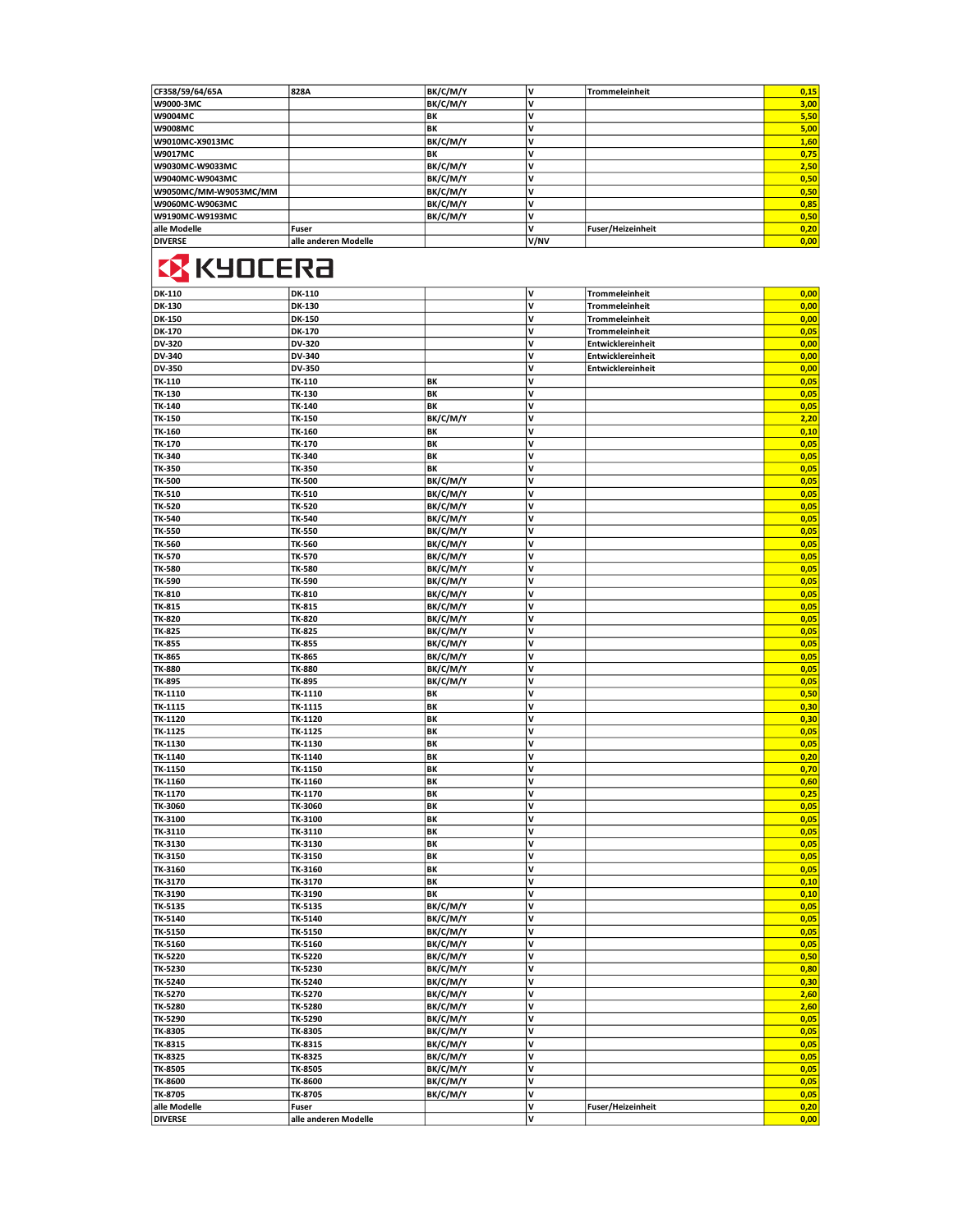| | | | | | |
|---|---|---|---|---|---|
| CF358/59/64/65A | 828A | BK/C/M/Y | V | Trommeleinheit | 0,15 |
| W9000-3MC | | BK/C/M/Y | V | | 3,00 |
| W9004MC | | BK | V | | 5,50 |
| W9008MC | | BK | V | | 5,00 |
| W9010MC-X9013MC | | BK/C/M/Y | V | | 1,60 |
| W9017MC | | BK | V | | 0,75 |
| W9030MC-W9033MC | | BK/C/M/Y | V | | 2,50 |
| W9040MC-W9043MC | | BK/C/M/Y | V | | 0,50 |
| W9050MC/MM-W9053MC/MM | | BK/C/M/Y | V | | 0,50 |
| W9060MC-W9063MC | | BK/C/M/Y | V | | 0,85 |
| W9190MC-W9193MC | | BK/C/M/Y | V | | 0,50 |
| alle Modelle | Fuser | | V | Fuser/Heizeinheit | 0,20 |
| DIVERSE | alle anderen Modelle | | V/NV | | 0,00 |

# KYOCERA

| | | | | | |
|---|---|---|---|---|---|
| DK-110 | DK-110 | | V | Trommeleinheit | 0,00 |
| DK-130 | DK-130 | | V | Trommeleinheit | 0,00 |
| DK-150 | DK-150 | | V | Trommeleinheit | 0,00 |
| DK-170 | DK-170 | | V | Trommeleinheit | 0,05 |
| DV-320 | DV-320 | | V | Entwicklereinheit | 0,00 |
| DV-340 | DV-340 | | V | Entwicklereinheit | 0,00 |
| DV-350 | DV-350 | | V | Entwicklereinheit | 0,00 |
| TK-110 | TK-110 | BK | V | | 0,05 |
| TK-130 | TK-130 | BK | V | | 0,05 |
| TK-140 | TK-140 | BK | V | | 0,05 |
| TK-150 | TK-150 | BK/C/M/Y | V | | 2,20 |
| TK-160 | TK-160 | BK | V | | 0,10 |
| TK-170 | TK-170 | BK | V | | 0,05 |
| TK-340 | TK-340 | BK | V | | 0,05 |
| TK-350 | TK-350 | BK | V | | 0,05 |
| TK-500 | TK-500 | BK/C/M/Y | V | | 0,05 |
| TK-510 | TK-510 | BK/C/M/Y | V | | 0,05 |
| TK-520 | TK-520 | BK/C/M/Y | V | | 0,05 |
| TK-540 | TK-540 | BK/C/M/Y | V | | 0,05 |
| TK-550 | TK-550 | BK/C/M/Y | V | | 0,05 |
| TK-560 | TK-560 | BK/C/M/Y | V | | 0,05 |
| TK-570 | TK-570 | BK/C/M/Y | V | | 0,05 |
| TK-580 | TK-580 | BK/C/M/Y | V | | 0,05 |
| TK-590 | TK-590 | BK/C/M/Y | V | | 0,05 |
| TK-810 | TK-810 | BK/C/M/Y | V | | 0,05 |
| TK-815 | TK-815 | BK/C/M/Y | V | | 0,05 |
| TK-820 | TK-820 | BK/C/M/Y | V | | 0,05 |
| TK-825 | TK-825 | BK/C/M/Y | V | | 0,05 |
| TK-855 | TK-855 | BK/C/M/Y | V | | 0,05 |
| TK-865 | TK-865 | BK/C/M/Y | V | | 0,05 |
| TK-880 | TK-880 | BK/C/M/Y | V | | 0,05 |
| TK-895 | TK-895 | BK/C/M/Y | V | | 0,05 |
| TK-1110 | TK-1110 | BK | V | | 0,50 |
| TK-1115 | TK-1115 | BK | V | | 0,30 |
| TK-1120 | TK-1120 | BK | V | | 0,30 |
| TK-1125 | TK-1125 | BK | V | | 0,05 |
| TK-1130 | TK-1130 | BK | V | | 0,05 |
| TK-1140 | TK-1140 | BK | V | | 0,20 |
| TK-1150 | TK-1150 | BK | V | | 0,70 |
| TK-1160 | TK-1160 | BK | V | | 0,60 |
| TK-1170 | TK-1170 | BK | V | | 0,25 |
| TK-3060 | TK-3060 | BK | V | | 0,05 |
| TK-3100 | TK-3100 | BK | V | | 0,05 |
| TK-3110 | TK-3110 | BK | V | | 0,05 |
| TK-3130 | TK-3130 | BK | V | | 0,05 |
| TK-3150 | TK-3150 | BK | V | | 0,05 |
| TK-3160 | TK-3160 | BK | V | | 0,05 |
| TK-3170 | TK-3170 | BK | V | | 0,10 |
| TK-3190 | TK-3190 | BK | V | | 0,10 |
| TK-5135 | TK-5135 | BK/C/M/Y | V | | 0,05 |
| TK-5140 | TK-5140 | BK/C/M/Y | V | | 0,05 |
| TK-5150 | TK-5150 | BK/C/M/Y | V | | 0,05 |
| TK-5160 | TK-5160 | BK/C/M/Y | V | | 0,05 |
| TK-5220 | TK-5220 | BK/C/M/Y | V | | 0,50 |
| TK-5230 | TK-5230 | BK/C/M/Y | V | | 0,80 |
| TK-5240 | TK-5240 | BK/C/M/Y | V | | 0,30 |
| TK-5270 | TK-5270 | BK/C/M/Y | V | | 2,60 |
| TK-5280 | TK-5280 | BK/C/M/Y | V | | 2,60 |
| TK-5290 | TK-5290 | BK/C/M/Y | V | | 0,05 |
| TK-8305 | TK-8305 | BK/C/M/Y | V | | 0,05 |
| TK-8315 | TK-8315 | BK/C/M/Y | V | | 0,05 |
| TK-8325 | TK-8325 | BK/C/M/Y | V | | 0,05 |
| TK-8505 | TK-8505 | BK/C/M/Y | V | | 0,05 |
| TK-8600 | TK-8600 | BK/C/M/Y | V | | 0,05 |
| TK-8705 | TK-8705 | BK/C/M/Y | V | | 0,05 |
| alle Modelle | Fuser | | V | Fuser/Heizeinheit | 0,20 |
| DIVERSE | alle anderen Modelle | | V | | 0,00 |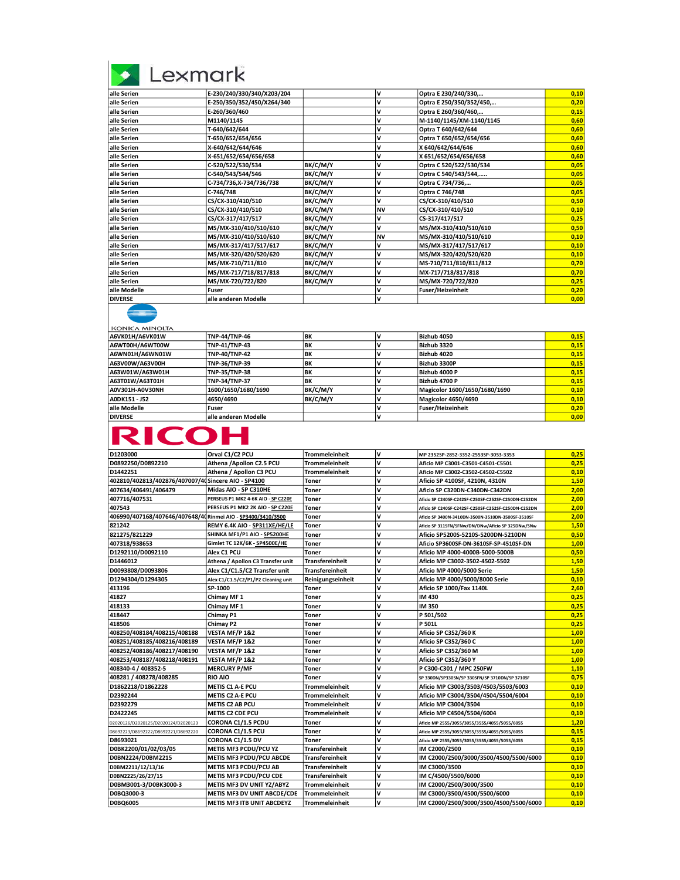## Lexmark

| | | | | | |
|---|---|---|---|---|---|
| alle Serien | E-230/240/330/340/X203/204 | | V | Optra E 230/240/330,… | 0,10 |
| alle Serien | E-250/350/352/450/X264/340 | | V | Optra E 250/350/352/450,… | 0,20 |
| alle Serien | E-260/360/460 | | V | Optra E 260/360/460,… | 0,15 |
| alle Serien | M1140/1145 | | V | M-1140/1145/XM-1140/1145 | 0,60 |
| alle Serien | T-640/642/644 | | V | Optra T 640/642/644 | 0,60 |
| alle Serien | T-650/652/654/656 | | V | Optra T 650/652/654/656 | 0,60 |
| alle Serien | X-640/642/644/646 | | V | X 640/642/644/646 | 0,60 |
| alle Serien | X-651/652/654/656/658 | | V | X 651/652/654/656/658 | 0,60 |
| alle Serien | C-520/522/530/534 | BK/C/M/Y | V | Optra C 520/522/530/534 | 0,05 |
| alle Serien | C-540/543/544/546 | BK/C/M/Y | V | Optra C 540/543/544,….. | 0,05 |
| alle Serien | C-734/736,X-734/736/738 | BK/C/M/Y | V | Optra C 734/736,… | 0,05 |
| alle Serien | C-746/748 | BK/C/M/Y | V | Optra C 746/748 | 0,05 |
| alle Serien | CS/CX-310/410/510 | BK/C/M/Y | V | CS/CX-310/410/510 | 0,50 |
| alle Serien | CS/CX-310/410/510 | BK/C/M/Y | NV | CS/CX-310/410/510 | 0,10 |
| alle Serien | CS/CX-317/417/517 | BK/C/M/Y | V | CS-317/417/517 | 0,25 |
| alle Serien | MS/MX-310/410/510/610 | BK/C/M/Y | V | MS/MX-310/410/510/610 | 0,50 |
| alle Serien | MS/MX-310/410/510/610 | BK/C/M/Y | NV | MS/MX-310/410/510/610 | 0,10 |
| alle Serien | MS/MX-317/417/517/617 | BK/C/M/Y | V | MS/MX-317/417/517/617 | 0,10 |
| alle Serien | MS/MX-320/420/520/620 | BK/C/M/Y | V | MS/MX-320/420/520/620 | 0,10 |
| alle Serien | MS/MX-710/711/810 | BK/C/M/Y | V | MS-710/711/810/811/812 | 0,70 |
| alle Serien | MS/MX-717/718/817/818 | BK/C/M/Y | V | MX-717/718/817/818 | 0,70 |
| alle Serien | MS/MX-720/722/820 | BK/C/M/Y | V | MS/MX-720/722/820 | 0,25 |
| alle Modelle | Fuser | | V | Fuser/Heizeinheit | 0,20 |
| DIVERSE | alle anderen Modelle | | V | | 0,00 |

## KONICA MINOLTA

| | | | | | |
|---|---|---|---|---|---|
| A6VK01H/A6VK01W | TNP-44/TNP-46 | BK | V | Bizhub 4050 | 0,15 |
| A6WT00H/A6WT00W | TNP-41/TNP-43 | BK | V | Bizhub 3320 | 0,15 |
| A6WN01H/A6WN01W | TNP-40/TNP-42 | BK | V | Bizhub 4020 | 0,15 |
| A63V00W/A63V00H | TNP-36/TNP-39 | BK | V | Bizhub 3300P | 0,15 |
| A63W01W/A63W01H | TNP-35/TNP-38 | BK | V | Bizhub 4000 P | 0,15 |
| A63T01W/A63T01H | TNP-34/TNP-37 | BK | V | Bizhub 4700 P | 0,15 |
| A0V301H-A0V30NH | 1600/1650/1680/1690 | BK/C/M/Y | V | Magicolor 1600/1650/1680/1690 | 0,10 |
| A0DK151 - J52 | 4650/4690 | BK/C/M/Y | V | Magicolor 4650/4690 | 0,10 |
| alle Modelle | Fuser | | V | Fuser/Heizeinheit | 0,20 |
| DIVERSE | alle anderen Modelle | | V | | 0,00 |

## RICOH

| | | | | | |
|---|---|---|---|---|---|
| D1203000 | Orval C1/C2 PCU | Trommeleinheit | V | MP 2352SP-2852-3352-2553SP-3053-3353 | 0,25 |
| D0892250/D0892210 | Athena /Apollon C2.5 PCU | Trommeleinheit | V | Aficio MP C3001-C3501-C4501-C5501 | 0,25 |
| D1442251 | Athena / Apollon C3 PCU | Trommeleinheit | V | Aficio MP C3002-C3502-C4502-C5502 | 0,10 |
| 402810/402813/402876/407007/40 | Sincere AIO - SP4100 | Toner | V | Aficio SP 4100SF, 4210N, 4310N | 1,50 |
| 407634/406491/406479 | Midas AIO - SP C310HE | Toner | V | Aficio SP C320DN-C340DN-C342DN | 2,00 |
| 407716/407531 | PERSEUS P1 MK2 4-6K AIO - SP C220E | Toner | V | Aficio SP C240SF-C242SF-C250SF-C252SF-C250DN-C252DN | 2,00 |
| 407543 | PERSEUS P1 MK2 2K AIO - SP C220E | Toner | V | Aficio SP C240SF-C242SF-C250SF-C252SF-C250DN-C252DN | 2,00 |
| 406990/407168/407646/407648/40 | Rinmei AIO - SP3400/3410/3500 | Toner | V | Aficio SP 3400N-3410DN-3500N-3510DN-3500SF-3510SF | 2,00 |
| 821242 | REMY 6.4K AIO - SP311XE/HE/LE | Toner | V | Aficio SP 311SFN/SFNw/DN/DNw/Aficio SP 325DNw/SNw | 1,50 |
| 821275/821229 | SHINKA MF1/P1 AIO - SP5200HE | Toner | V | Aficio SP5200S-5210S-5200DN-5210DN | 0,50 |
| 407318/938653 | Gimlet TC 12K/6K - SP4500E/HE | Toner | V | Aficio SP3600SF-DN-3610SF-SP-4510SF-DN | 1,00 |
| D1292110/D0092110 | Alex C1 PCU | Toner | V | Aficio MP 4000-4000B-5000-5000B | 0,50 |
| D1446012 | Athena / Apollon C3 Transfer unit | Transfereinheit | V | Aficio MP C3002-3502-4502-5502 | 1,50 |
| D0093808/D0093806 | Alex C1/C1.5/C2 Transfer unit | Transfereinheit | V | Aficio MP 4000/5000 Serie | 1,50 |
| D1294304/D1294305 | Alex C1/C1.5/C2/P1/P2 Cleaning unit | Reinigungseinheit | V | Aficio MP 4000/5000/8000 Serie | 0,10 |
| 413196 | SP-1000 | Toner | V | Aficio SP 1000/Fax 1140L | 2,60 |
| 41827 | Chimay MF 1 | Toner | V | IM 430 | 0,25 |
| 418133 | Chimay MF 1 | Toner | V | IM 350 | 0,25 |
| 418447 | Chimay P1 | Toner | V | P 501/502 | 0,25 |
| 418506 | Chimay P2 | Toner | V | P 501L | 0,25 |
| 408250/408184/408215/408188 | VESTA MF/P 1&2 | Toner | V | Aficio SP C352/360 K | 1,00 |
| 408251/408185/408216/408189 | VESTA MF/P 1&2 | Toner | V | Aficio SP C352/360 C | 1,00 |
| 408252/408186/408217/408190 | VESTA MF/P 1&2 | Toner | V | Aficio SP C352/360 M | 1,00 |
| 408253/408187/408218/408191 | VESTA MF/P 1&2 | Toner | V | Aficio SP C352/360 Y | 1,00 |
| 408340-4 / 408352-5 | MERCURY P/MF | Toner | V | P C300-C301 / MPC 250FW | 1,10 |
| 408281 / 408278/408285 | RIO AIO | Toner | V | SP 330DN/SP330SN/SP 330SFN/SP 3710DN/SP 3710SF | 0,75 |
| D1862218/D1862228 | METIS C1 A-E PCU | Trommeleinheit | V | Aficio MP C3003/3503/4503/5503/6003 | 0,10 |
| D2392244 | METIS C2 A-E PCU | Trommeleinheit | V | Aficio MP C3004/3504/4504/5504/6004 | 0,10 |
| D2392279 | METIS C2 AB PCU | Trommeleinheit | V | Aficio MP C3004/3504 | 0,10 |
| D2422245 | METIS C2 CDE PCU | Trommeleinheit | V | Aficio MP C4504/5504/6004 | 0,10 |
| D2020126/D2020125/D2020124/D2020123 | CORONA C1/1.5 PCDU | Toner | V | Aficio MP 2555/3055/3055/3555/4055/5055/6055 | 1,20 |
| D8692223/D8692222/D8692221/D8692220 | CORONA C1/1.5 PCU | Toner | V | Aficio MP 2555/3055/3055/3555/4055/5055/6055 | 0,15 |
| D8693021 | CORONA C1/1.5 DV | Toner | V | Aficio MP 2555/3055/3055/3555/4055/5055/6055 | 0,15 |
| D0BK2200/01/02/03/05 | METIS MF3 PCDU/PCU YZ | Transfereinheit | V | IM C2000/2500 | 0,10 |
| D0BN2224/D0BM2215 | METIS MF3 PCDU/PCU ABCDE | Transfereinheit | V | IM C2000/2500/3000/3500/4500/5500/6000 | 0,10 |
| D0BM2211/12/13/16 | METIS MF3 PCDU/PCU AB | Transfereinheit | V | IM C3000/3500 | 0,10 |
| D0BN2225/26/27/15 | METIS MF3 PCDU/PCU CDE | Transfereinheit | V | IM C/4500/5500/6000 | 0,10 |
| D0BM3001-3/D0BK3000-3 | METIS MF3 DV UNIT YZ/ABYZ | Trommeleinheit | V | IM C2000/2500/3000/3500 | 0,10 |
| D0BQ3000-3 | METIS MF3 DV UNIT ABCDE/CDE | Trommeleinheit | V | IM C3000/3500/4500/5500/6000 | 0,10 |
| D0BQ6005 | METIS MF3 ITB UNIT ABCDEYZ | Trommeleinheit | V | IM C2000/2500/3000/3500/4500/5500/6000 | 0,10 |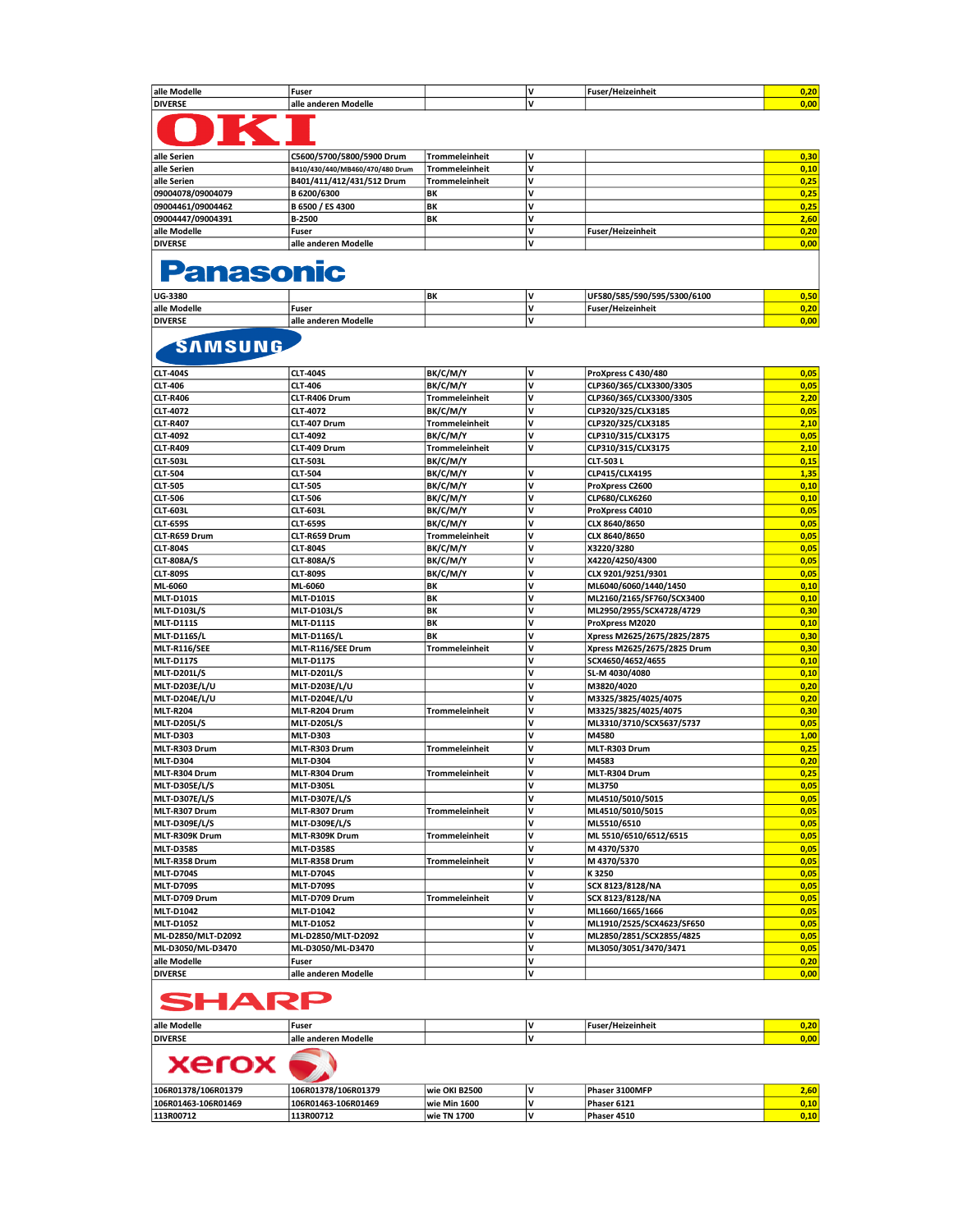| | | | | | |
|---|---|---|---|---|---|
| alle Modelle | Fuser | | V | Fuser/Heizeinheit | 0,20 |
| DIVERSE | alle anderen Modelle | | V | | 0,00 |

## OKI

| | | | | | |
|---|---|---|---|---|---|
| alle Serien | C5600/5700/5800/5900 Drum | Trommeleinheit | V | | 0,30 |
| alle Serien | B410/430/440/MB460/470/480 Drum | Trommeleinheit | V | | 0,10 |
| alle Serien | B401/411/412/431/512 Drum | Trommeleinheit | V | | 0,25 |
| 09004078/09004079 | B 6200/6300 | BK | V | | 0,25 |
| 09004461/09004462 | B 6500 / ES 4300 | BK | V | | 0,25 |
| 09004447/09004391 | B-2500 | BK | V | | 2,60 |
| alle Modelle | Fuser | | V | Fuser/Heizeinheit | 0,20 |
| DIVERSE | alle anderen Modelle | | V | | 0,00 |

## Panasonic

| | | | | | |
|---|---|---|---|---|---|
| UG-3380 | | BK | V | UF580/585/590/595/5300/6100 | 0,50 |
| alle Modelle | Fuser | | V | Fuser/Heizeinheit | 0,20 |
| DIVERSE | alle anderen Modelle | | V | | 0,00 |

## SAMSUNG

| | | | | | |
|---|---|---|---|---|---|
| CLT-404S | CLT-404S | BK/C/M/Y | V | ProXpress C 430/480 | 0,05 |
| CLT-406 | CLT-406 | BK/C/M/Y | V | CLP360/365/CLX3300/3305 | 0,05 |
| CLT-R406 | CLT-R406 Drum | Trommeleinheit | V | CLP360/365/CLX3300/3305 | 2,20 |
| CLT-4072 | CLT-4072 | BK/C/M/Y | V | CLP320/325/CLX3185 | 0,05 |
| CLT-R407 | CLT-407 Drum | Trommeleinheit | V | CLP320/325/CLX3185 | 2,10 |
| CLT-4092 | CLT-4092 | BK/C/M/Y | V | CLP310/315/CLX3175 | 0,05 |
| CLT-R409 | CLT-409 Drum | Trommeleinheit | V | CLP310/315/CLX3175 | 2,10 |
| CLT-503L | CLT-503L | BK/C/M/Y | | CLT-503 L | 0,15 |
| CLT-504 | CLT-504 | BK/C/M/Y | V | CLP415/CLX4195 | 1,35 |
| CLT-505 | CLT-505 | BK/C/M/Y | V | ProXpress C2600 | 0,10 |
| CLT-506 | CLT-506 | BK/C/M/Y | V | CLP680/CLX6260 | 0,10 |
| CLT-603L | CLT-603L | BK/C/M/Y | V | ProXpress C4010 | 0,05 |
| CLT-659S | CLT-659S | BK/C/M/Y | V | CLX 8640/8650 | 0,05 |
| CLT-R659 Drum | CLT-R659 Drum | Trommeleinheit | V | CLX 8640/8650 | 0,05 |
| CLT-804S | CLT-804S | BK/C/M/Y | V | X3220/3280 | 0,05 |
| CLT-808A/S | CLT-808A/S | BK/C/M/Y | V | X4220/4250/4300 | 0,05 |
| CLT-809S | CLT-809S | BK/C/M/Y | V | CLX 9201/9251/9301 | 0,05 |
| ML-6060 | ML-6060 | BK | V | ML6040/6060/1440/1450 | 0,10 |
| MLT-D101S | MLT-D101S | BK | V | ML2160/2165/SF760/SCX3400 | 0,10 |
| MLT-D103L/S | MLT-D103L/S | BK | V | ML2950/2955/SCX4728/4729 | 0,30 |
| MLT-D111S | MLT-D111S | BK | V | ProXpress M2020 | 0,10 |
| MLT-D116S/L | MLT-D116S/L | BK | V | Xpress M2625/2675/2825/2875 | 0,30 |
| MLT-R116/SEE | MLT-R116/SEE Drum | Trommeleinheit | V | Xpress M2625/2675/2825 Drum | 0,30 |
| MLT-D117S | MLT-D117S | | V | SCX4650/4652/4655 | 0,10 |
| MLT-D201L/S | MLT-D201L/S | | V | SL-M 4030/4080 | 0,10 |
| MLT-D203E/L/U | MLT-D203E/L/U | | V | M3820/4020 | 0,20 |
| MLT-D204E/L/U | MLT-D204E/L/U | | V | M3325/3825/4025/4075 | 0,20 |
| MLT-R204 | MLT-R204 Drum | Trommeleinheit | V | M3325/3825/4025/4075 | 0,30 |
| MLT-D205L/S | MLT-D205L/S | | V | ML3310/3710/SCX5637/5737 | 0,05 |
| MLT-D303 | MLT-D303 | | V | M4580 | 1,00 |
| MLT-R303 Drum | MLT-R303 Drum | Trommeleinheit | V | MLT-R303 Drum | 0,25 |
| MLT-D304 | MLT-D304 | | V | M4583 | 0,20 |
| MLT-R304 Drum | MLT-R304 Drum | Trommeleinheit | V | MLT-R304 Drum | 0,25 |
| MLT-D305E/L/S | MLT-D305L | | V | ML3750 | 0,05 |
| MLT-D307E/L/S | MLT-D307E/L/S | | V | ML4510/5010/5015 | 0,05 |
| MLT-R307 Drum | MLT-R307 Drum | Trommeleinheit | V | ML4510/5010/5015 | 0,05 |
| MLT-D309E/L/S | MLT-D309E/L/S | | V | ML5510/6510 | 0,05 |
| MLT-R309K Drum | MLT-R309K Drum | Trommeleinheit | V | ML 5510/6510/6512/6515 | 0,05 |
| MLT-D358S | MLT-D358S | | V | M 4370/5370 | 0,05 |
| MLT-R358 Drum | MLT-R358 Drum | Trommeleinheit | V | M 4370/5370 | 0,05 |
| MLT-D704S | MLT-D704S | | V | K 3250 | 0,05 |
| MLT-D709S | MLT-D709S | | V | SCX 8123/8128/NA | 0,05 |
| MLT-D709 Drum | MLT-D709 Drum | Trommeleinheit | V | SCX 8123/8128/NA | 0,05 |
| MLT-D1042 | MLT-D1042 | | V | ML1660/1665/1666 | 0,05 |
| MLT-D1052 | MLT-D1052 | | V | ML1910/2525/SCX4623/SF650 | 0,05 |
| ML-D2850/MLT-D2092 | ML-D2850/MLT-D2092 | | V | ML2850/2851/SCX2855/4825 | 0,05 |
| ML-D3050/ML-D3470 | ML-D3050/ML-D3470 | | V | ML3050/3051/3470/3471 | 0,05 |
| alle Modelle | Fuser | | V | | 0,20 |
| DIVERSE | alle anderen Modelle | | V | | 0,00 |

## SHARP

| | | | | | |
|---|---|---|---|---|---|
| alle Modelle | Fuser | | V | Fuser/Heizeinheit | 0,20 |
| DIVERSE | alle anderen Modelle | | V | | 0,00 |

## xerox

| | | | | | |
|---|---|---|---|---|---|
| 106R01378/106R01379 | 106R01378/106R01379 | wie OKI B2500 | V | Phaser 3100MFP | 2,60 |
| 106R01463-106R01469 | 106R01463-106R01469 | wie Min 1600 | V | Phaser 6121 | 0,10 |
| 113R00712 | 113R00712 | wie TN 1700 | V | Phaser 4510 | 0,10 |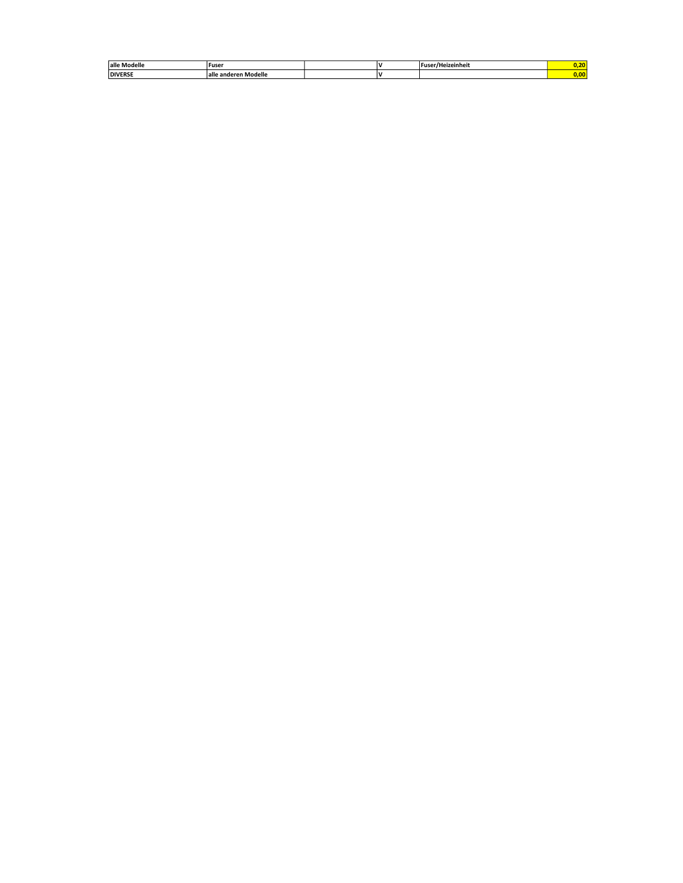| | | | | | |
|---|---|---|---|---|---|
| **alle Modelle** | **Fuser** | | **V** | **Fuser/Heizeinheit** | **0,20** |
| **DIVERSE** | **alle anderen Modelle** | | **V** | | **0,00** |